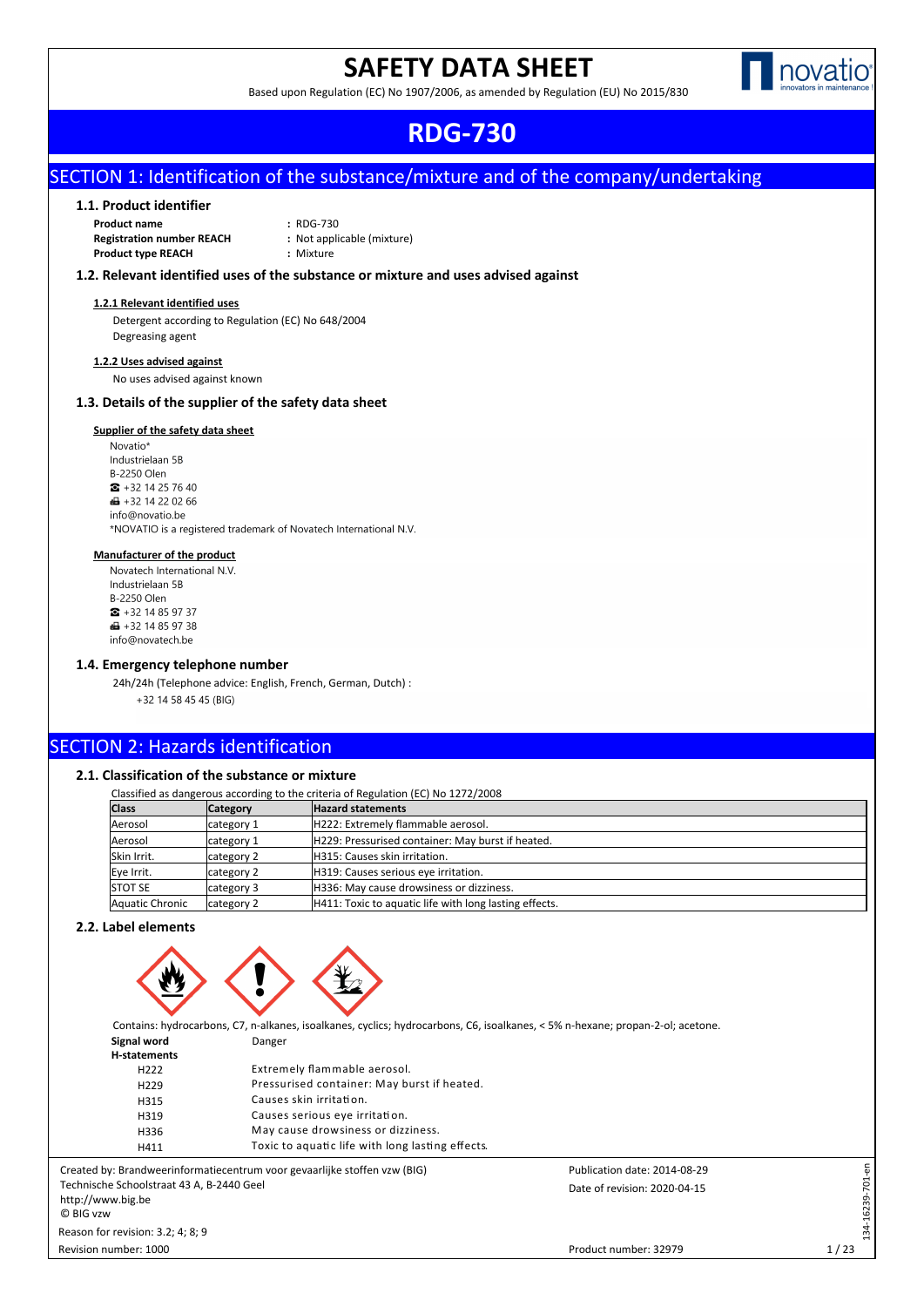# SAFETY DATA SHEET

Based upon Regulation (EC) No 1907/2006, as amended by Regulation (EU) No 2015/830

# RDG-730

## SECTION 1: Identification of the substance/mixture and of the company/undertaking

### 1.1. Product identifier

**Product name** : RDG-730
**Registration number REACH** : Not applicable (mixture)
**Product type REACH** : Mixture

### 1.2. Relevant identified uses of the substance or mixture and uses advised against

**1.2.1 Relevant identified uses**

Detergent according to Regulation (EC) No 648/2004
Degreasing agent

**1.2.2 Uses advised against**

No uses advised against known

### 1.3. Details of the supplier of the safety data sheet

**Supplier of the safety data sheet**

Novatio*
Industrielaan 5B
B-2250 Olen
☎ +32 14 25 76 40
🖷 +32 14 22 02 66
info@novatio.be
*NOVATIO is a registered trademark of Novatech International N.V.

**Manufacturer of the product**

Novatech International N.V.
Industrielaan 5B
B-2250 Olen
☎ +32 14 85 97 37
🖷 +32 14 85 97 38
info@novatech.be

### 1.4. Emergency telephone number

24h/24h (Telephone advice: English, French, German, Dutch) :
+32 14 58 45 45 (BIG)

## SECTION 2: Hazards identification

### 2.1. Classification of the substance or mixture

Classified as dangerous according to the criteria of Regulation (EC) No 1272/2008

| Class | Category | Hazard statements |
|---|---|---|
| Aerosol | category 1 | H222: Extremely flammable aerosol. |
| Aerosol | category 1 | H229: Pressurised container: May burst if heated. |
| Skin Irrit. | category 2 | H315: Causes skin irritation. |
| Eye Irrit. | category 2 | H319: Causes serious eye irritation. |
| STOT SE | category 3 | H336: May cause drowsiness or dizziness. |
| Aquatic Chronic | category 2 | H411: Toxic to aquatic life with long lasting effects. |

### 2.2. Label elements

Contains: hydrocarbons, C7, n-alkanes, isoalkanes, cyclics; hydrocarbons, C6, isoalkanes, < 5% n-hexane; propan-2-ol; acetone.

**Signal word** Danger

**H-statements**

| | |
|---|---|
| H222 | Extremely flammable aerosol. |
| H229 | Pressurised container: May burst if heated. |
| H315 | Causes skin irritation. |
| H319 | Causes serious eye irritation. |
| H336 | May cause drowsiness or dizziness. |
| H411 | Toxic to aquatic life with long lasting effects. |

Created by: Brandweerinformatiecentrum voor gevaarlijke stoffen vzw (BIG)
Technische Schoolstraat 43 A, B-2440 Geel
http://www.big.be
© BIG vzw
Reason for revision: 3.2; 4; 8; 9
Revision number: 1000

Publication date: 2014-08-29
Date of revision: 2020-04-15
Product number: 32979

134-16239-701-en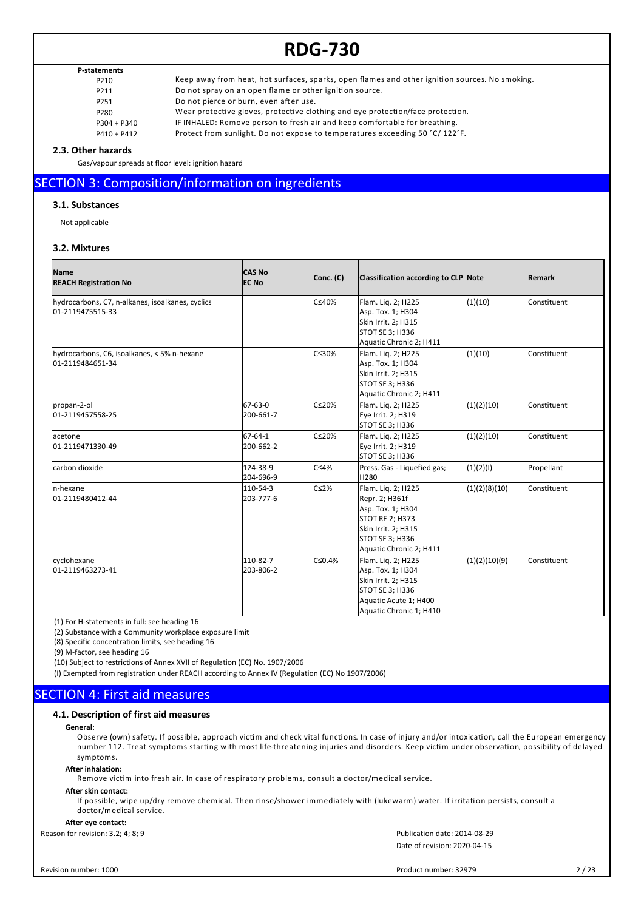**P-statements**

| | |
|---|---|
| P210 | Keep away from heat, hot surfaces, sparks, open flames and other ignition sources. No smoking. |
| P211 | Do not spray on an open flame or other ignition source. |
| P251 | Do not pierce or burn, even after use. |
| P280 | Wear protective gloves, protective clothing and eye protection/face protection. |
| P304 + P340 | IF INHALED: Remove person to fresh air and keep comfortable for breathing. |
| P410 + P412 | Protect from sunlight. Do not expose to temperatures exceeding 50 °C/ 122°F. |

### 2.3. Other hazards

Gas/vapour spreads at floor level: ignition hazard

## SECTION 3: Composition/information on ingredients

### 3.1. Substances

Not applicable

### 3.2. Mixtures

| Name<br>REACH Registration No | CAS No<br>EC No | Conc. (C) | Classification according to CLP | Note | Remark |
|---|---|---|---|---|---|
| hydrocarbons, C7, n-alkanes, isoalkanes, cyclics<br>01-2119475515-33 | | C≤40% | Flam. Liq. 2; H225<br>Asp. Tox. 1; H304<br>Skin Irrit. 2; H315<br>STOT SE 3; H336<br>Aquatic Chronic 2; H411 | (1)(10) | Constituent |
| hydrocarbons, C6, isoalkanes, < 5% n-hexane<br>01-2119484651-34 | | C≤30% | Flam. Liq. 2; H225<br>Asp. Tox. 1; H304<br>Skin Irrit. 2; H315<br>STOT SE 3; H336<br>Aquatic Chronic 2; H411 | (1)(10) | Constituent |
| propan-2-ol<br>01-2119457558-25 | 67-63-0<br>200-661-7 | C≤20% | Flam. Liq. 2; H225<br>Eye Irrit. 2; H319<br>STOT SE 3; H336 | (1)(2)(10) | Constituent |
| acetone<br>01-2119471330-49 | 67-64-1<br>200-662-2 | C≤20% | Flam. Liq. 2; H225<br>Eye Irrit. 2; H319<br>STOT SE 3; H336 | (1)(2)(10) | Constituent |
| carbon dioxide | 124-38-9<br>204-696-9 | C≤4% | Press. Gas - Liquefied gas;<br>H280 | (1)(2)(I) | Propellant |
| n-hexane<br>01-2119480412-44 | 110-54-3<br>203-777-6 | C≤2% | Flam. Liq. 2; H225<br>Repr. 2; H361f<br>Asp. Tox. 1; H304<br>STOT RE 2; H373<br>Skin Irrit. 2; H315<br>STOT SE 3; H336<br>Aquatic Chronic 2; H411 | (1)(2)(8)(10) | Constituent |
| cyclohexane<br>01-2119463273-41 | 110-82-7<br>203-806-2 | C≤0.4% | Flam. Liq. 2; H225<br>Asp. Tox. 1; H304<br>Skin Irrit. 2; H315<br>STOT SE 3; H336<br>Aquatic Acute 1; H400<br>Aquatic Chronic 1; H410 | (1)(2)(10)(9) | Constituent |

(1) For H-statements in full: see heading 16

(2) Substance with a Community workplace exposure limit

(8) Specific concentration limits, see heading 16

(9) M-factor, see heading 16

(10) Subject to restrictions of Annex XVII of Regulation (EC) No. 1907/2006

(I) Exempted from registration under REACH according to Annex IV (Regulation (EC) No 1907/2006)

## SECTION 4: First aid measures

### 4.1. Description of first aid measures

**General:**

Observe (own) safety. If possible, approach victim and check vital functions. In case of injury and/or intoxication, call the European emergency number 112. Treat symptoms starting with most life-threatening injuries and disorders. Keep victim under observation, possibility of delayed symptoms.

**After inhalation:**

Remove victim into fresh air. In case of respiratory problems, consult a doctor/medical service.

**After skin contact:**

If possible, wipe up/dry remove chemical. Then rinse/shower immediately with (lukewarm) water. If irritation persists, consult a doctor/medical service.

**After eye contact:**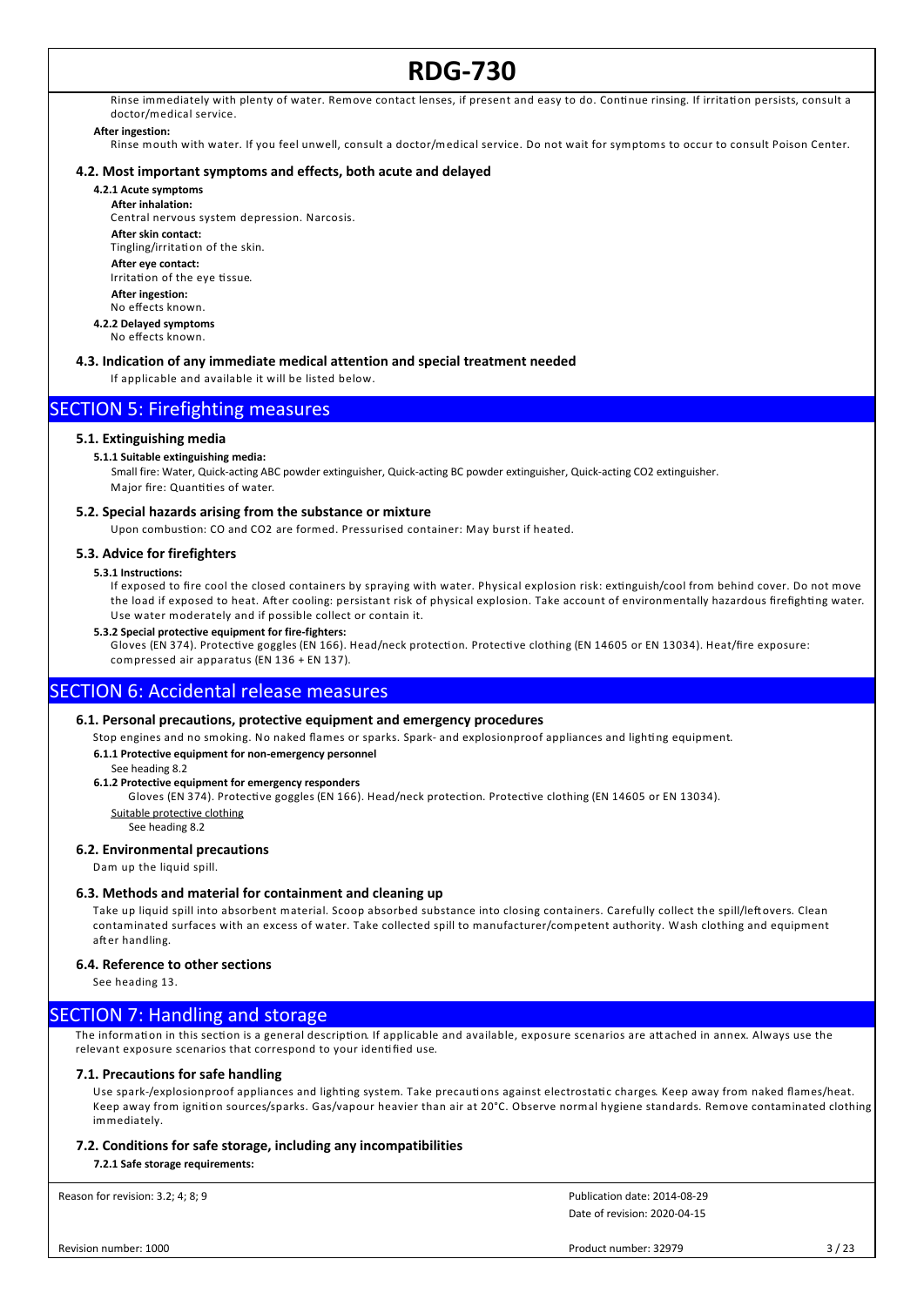Rinse immediately with plenty of water. Remove contact lenses, if present and easy to do. Continue rinsing. If irritation persists, consult a doctor/medical service.

**After ingestion:**

Rinse mouth with water. If you feel unwell, consult a doctor/medical service. Do not wait for symptoms to occur to consult Poison Center.

### 4.2. Most important symptoms and effects, both acute and delayed

**4.2.1 Acute symptoms**

**After inhalation:**
Central nervous system depression. Narcosis.

**After skin contact:**
Tingling/irritation of the skin.

**After eye contact:**
Irritation of the eye tissue.

**After ingestion:**
No effects known.

**4.2.2 Delayed symptoms**
No effects known.

### 4.3. Indication of any immediate medical attention and special treatment needed

If applicable and available it will be listed below.

## SECTION 5: Firefighting measures

### 5.1. Extinguishing media

**5.1.1 Suitable extinguishing media:**

Small fire: Water, Quick-acting ABC powder extinguisher, Quick-acting BC powder extinguisher, Quick-acting CO2 extinguisher.
Major fire: Quantities of water.

### 5.2. Special hazards arising from the substance or mixture

Upon combustion: CO and CO2 are formed. Pressurised container: May burst if heated.

### 5.3. Advice for firefighters

**5.3.1 Instructions:**

If exposed to fire cool the closed containers by spraying with water. Physical explosion risk: extinguish/cool from behind cover. Do not move the load if exposed to heat. After cooling: persistant risk of physical explosion. Take account of environmentally hazardous firefighting water. Use water moderately and if possible collect or contain it.

**5.3.2 Special protective equipment for fire-fighters:**

Gloves (EN 374). Protective goggles (EN 166). Head/neck protection. Protective clothing (EN 14605 or EN 13034). Heat/fire exposure: compressed air apparatus (EN 136 + EN 137).

## SECTION 6: Accidental release measures

### 6.1. Personal precautions, protective equipment and emergency procedures

Stop engines and no smoking. No naked flames or sparks. Spark- and explosionproof appliances and lighting equipment.

**6.1.1 Protective equipment for non-emergency personnel**

See heading 8.2

**6.1.2 Protective equipment for emergency responders**

Gloves (EN 374). Protective goggles (EN 166). Head/neck protection. Protective clothing (EN 14605 or EN 13034).

Suitable protective clothing

See heading 8.2

### 6.2. Environmental precautions

Dam up the liquid spill.

### 6.3. Methods and material for containment and cleaning up

Take up liquid spill into absorbent material. Scoop absorbed substance into closing containers. Carefully collect the spill/leftovers. Clean contaminated surfaces with an excess of water. Take collected spill to manufacturer/competent authority. Wash clothing and equipment after handling.

### 6.4. Reference to other sections

See heading 13.

## SECTION 7: Handling and storage

The information in this section is a general description. If applicable and available, exposure scenarios are attached in annex. Always use the relevant exposure scenarios that correspond to your identified use.

### 7.1. Precautions for safe handling

Use spark-/explosionproof appliances and lighting system. Take precautions against electrostatic charges. Keep away from naked flames/heat. Keep away from ignition sources/sparks. Gas/vapour heavier than air at 20°C. Observe normal hygiene standards. Remove contaminated clothing immediately.

### 7.2. Conditions for safe storage, including any incompatibilities

**7.2.1 Safe storage requirements:**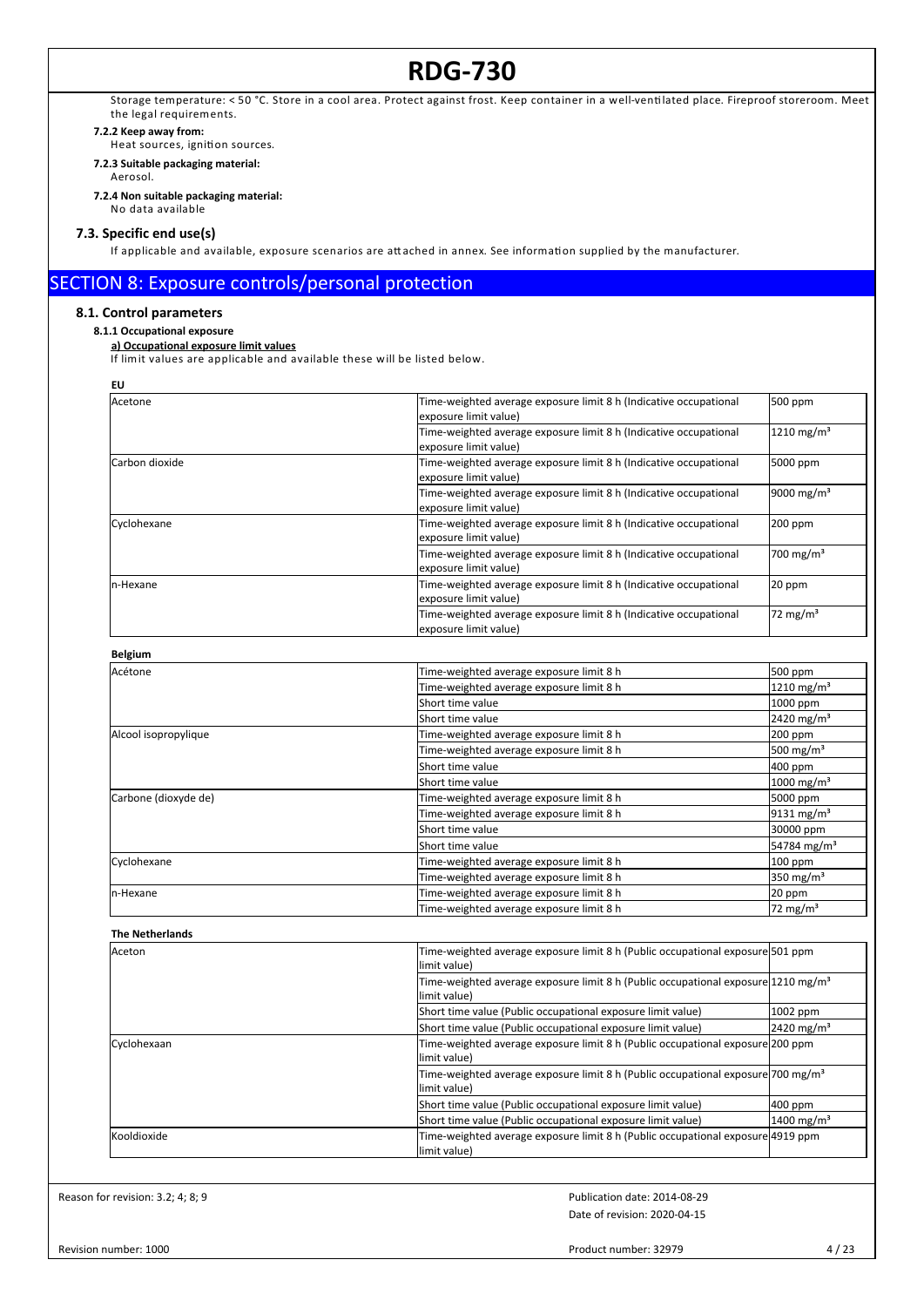Storage temperature: < 50 °C. Store in a cool area. Protect against frost. Keep container in a well-ventilated place. Fireproof storeroom. Meet the legal requirements.

**7.2.2 Keep away from:**

Heat sources, ignition sources.

**7.2.3 Suitable packaging material:**

Aerosol.

**7.2.4 Non suitable packaging material:**

No data available

### 7.3. Specific end use(s)

If applicable and available, exposure scenarios are attached in annex. See information supplied by the manufacturer.

## SECTION 8: Exposure controls/personal protection

### 8.1. Control parameters

**8.1.1 Occupational exposure**

**a) Occupational exposure limit values**

If limit values are applicable and available these will be listed below.

**EU**

| | | |
|---|---|---|
| Acetone | Time-weighted average exposure limit 8 h (Indicative occupational exposure limit value) | 500 ppm |
| | Time-weighted average exposure limit 8 h (Indicative occupational exposure limit value) | 1210 mg/m³ |
| Carbon dioxide | Time-weighted average exposure limit 8 h (Indicative occupational exposure limit value) | 5000 ppm |
| | Time-weighted average exposure limit 8 h (Indicative occupational exposure limit value) | 9000 mg/m³ |
| Cyclohexane | Time-weighted average exposure limit 8 h (Indicative occupational exposure limit value) | 200 ppm |
| | Time-weighted average exposure limit 8 h (Indicative occupational exposure limit value) | 700 mg/m³ |
| n-Hexane | Time-weighted average exposure limit 8 h (Indicative occupational exposure limit value) | 20 ppm |
| | Time-weighted average exposure limit 8 h (Indicative occupational exposure limit value) | 72 mg/m³ |

**Belgium**

| | | |
|---|---|---|
| Acétone | Time-weighted average exposure limit 8 h | 500 ppm |
| | Time-weighted average exposure limit 8 h | 1210 mg/m³ |
| | Short time value | 1000 ppm |
| | Short time value | 2420 mg/m³ |
| Alcool isopropylique | Time-weighted average exposure limit 8 h | 200 ppm |
| | Time-weighted average exposure limit 8 h | 500 mg/m³ |
| | Short time value | 400 ppm |
| | Short time value | 1000 mg/m³ |
| Carbone (dioxyde de) | Time-weighted average exposure limit 8 h | 5000 ppm |
| | Time-weighted average exposure limit 8 h | 9131 mg/m³ |
| | Short time value | 30000 ppm |
| | Short time value | 54784 mg/m³ |
| Cyclohexane | Time-weighted average exposure limit 8 h | 100 ppm |
| | Time-weighted average exposure limit 8 h | 350 mg/m³ |
| n-Hexane | Time-weighted average exposure limit 8 h | 20 ppm |
| | Time-weighted average exposure limit 8 h | 72 mg/m³ |

**The Netherlands**

| | | |
|---|---|---|
| Aceton | Time-weighted average exposure limit 8 h (Public occupational exposure limit value) | 501 ppm |
| | Time-weighted average exposure limit 8 h (Public occupational exposure limit value) | 1210 mg/m³ |
| | Short time value (Public occupational exposure limit value) | 1002 ppm |
| | Short time value (Public occupational exposure limit value) | 2420 mg/m³ |
| Cyclohexaan | Time-weighted average exposure limit 8 h (Public occupational exposure limit value) | 200 ppm |
| | Time-weighted average exposure limit 8 h (Public occupational exposure limit value) | 700 mg/m³ |
| | Short time value (Public occupational exposure limit value) | 400 ppm |
| | Short time value (Public occupational exposure limit value) | 1400 mg/m³ |
| Kooldioxide | Time-weighted average exposure limit 8 h (Public occupational exposure limit value) | 4919 ppm |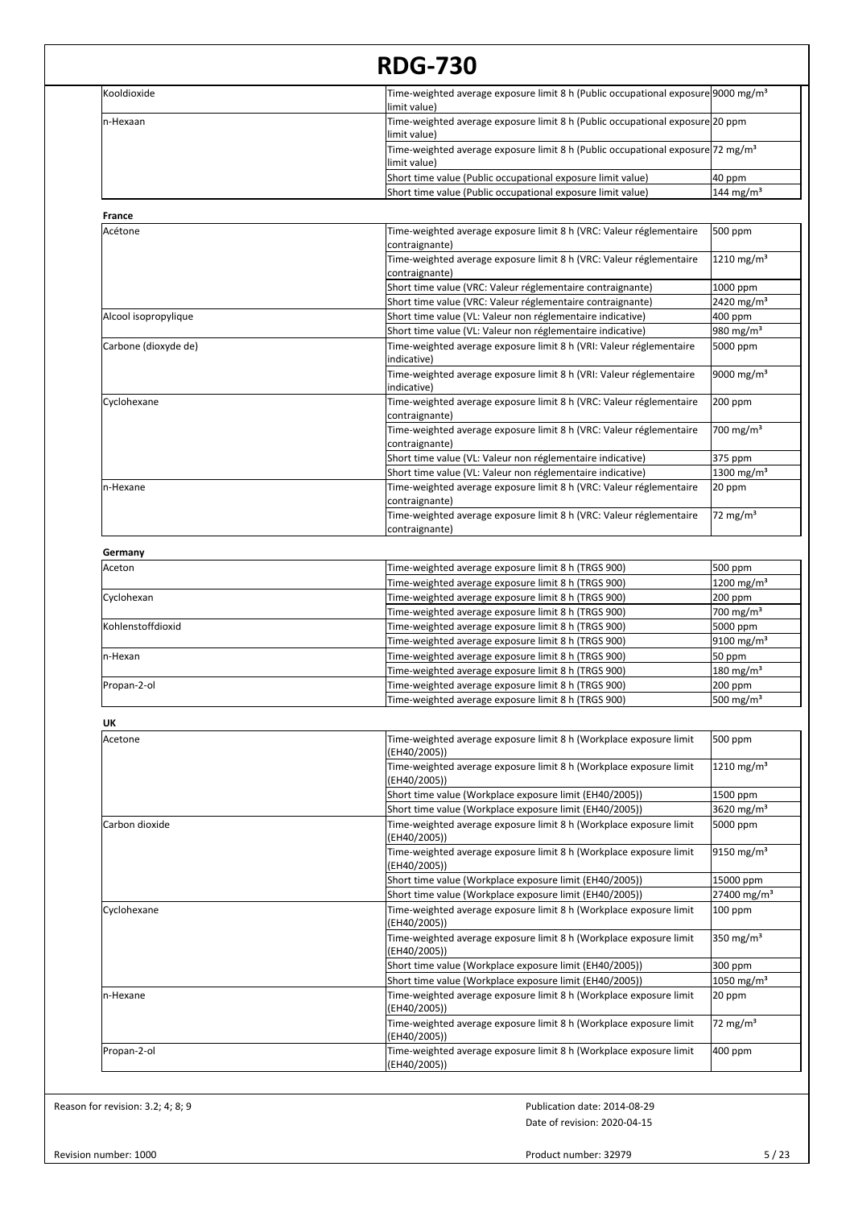| | | |
|---|---|---|
| Kooldioxide | Time-weighted average exposure limit 8 h (Public occupational exposure limit value) | 9000 mg/m³ |
| n-Hexaan | Time-weighted average exposure limit 8 h (Public occupational exposure limit value) | 20 ppm |
| | Time-weighted average exposure limit 8 h (Public occupational exposure limit value) | 72 mg/m³ |
| | Short time value (Public occupational exposure limit value) | 40 ppm |
| | Short time value (Public occupational exposure limit value) | 144 mg/m³ |

**France**

| | | |
|---|---|---|
| Acétone | Time-weighted average exposure limit 8 h (VRC: Valeur réglementaire contraignante) | 500 ppm |
| | Time-weighted average exposure limit 8 h (VRC: Valeur réglementaire contraignante) | 1210 mg/m³ |
| | Short time value (VRC: Valeur réglementaire contraignante) | 1000 ppm |
| | Short time value (VRC: Valeur réglementaire contraignante) | 2420 mg/m³ |
| Alcool isopropylique | Short time value (VL: Valeur non réglementaire indicative) | 400 ppm |
| | Short time value (VL: Valeur non réglementaire indicative) | 980 mg/m³ |
| Carbone (dioxyde de) | Time-weighted average exposure limit 8 h (VRI: Valeur réglementaire indicative) | 5000 ppm |
| | Time-weighted average exposure limit 8 h (VRI: Valeur réglementaire indicative) | 9000 mg/m³ |
| Cyclohexane | Time-weighted average exposure limit 8 h (VRC: Valeur réglementaire contraignante) | 200 ppm |
| | Time-weighted average exposure limit 8 h (VRC: Valeur réglementaire contraignante) | 700 mg/m³ |
| | Short time value (VL: Valeur non réglementaire indicative) | 375 ppm |
| | Short time value (VL: Valeur non réglementaire indicative) | 1300 mg/m³ |
| n-Hexane | Time-weighted average exposure limit 8 h (VRC: Valeur réglementaire contraignante) | 20 ppm |
| | Time-weighted average exposure limit 8 h (VRC: Valeur réglementaire contraignante) | 72 mg/m³ |

**Germany**

| | | |
|---|---|---|
| Aceton | Time-weighted average exposure limit 8 h (TRGS 900) | 500 ppm |
| | Time-weighted average exposure limit 8 h (TRGS 900) | 1200 mg/m³ |
| Cyclohexan | Time-weighted average exposure limit 8 h (TRGS 900) | 200 ppm |
| | Time-weighted average exposure limit 8 h (TRGS 900) | 700 mg/m³ |
| Kohlenstoffdioxid | Time-weighted average exposure limit 8 h (TRGS 900) | 5000 ppm |
| | Time-weighted average exposure limit 8 h (TRGS 900) | 9100 mg/m³ |
| n-Hexan | Time-weighted average exposure limit 8 h (TRGS 900) | 50 ppm |
| | Time-weighted average exposure limit 8 h (TRGS 900) | 180 mg/m³ |
| Propan-2-ol | Time-weighted average exposure limit 8 h (TRGS 900) | 200 ppm |
| | Time-weighted average exposure limit 8 h (TRGS 900) | 500 mg/m³ |

**UK**

| | | |
|---|---|---|
| Acetone | Time-weighted average exposure limit 8 h (Workplace exposure limit (EH40/2005)) | 500 ppm |
| | Time-weighted average exposure limit 8 h (Workplace exposure limit (EH40/2005)) | 1210 mg/m³ |
| | Short time value (Workplace exposure limit (EH40/2005)) | 1500 ppm |
| | Short time value (Workplace exposure limit (EH40/2005)) | 3620 mg/m³ |
| Carbon dioxide | Time-weighted average exposure limit 8 h (Workplace exposure limit (EH40/2005)) | 5000 ppm |
| | Time-weighted average exposure limit 8 h (Workplace exposure limit (EH40/2005)) | 9150 mg/m³ |
| | Short time value (Workplace exposure limit (EH40/2005)) | 15000 ppm |
| | Short time value (Workplace exposure limit (EH40/2005)) | 27400 mg/m³ |
| Cyclohexane | Time-weighted average exposure limit 8 h (Workplace exposure limit (EH40/2005)) | 100 ppm |
| | Time-weighted average exposure limit 8 h (Workplace exposure limit (EH40/2005)) | 350 mg/m³ |
| | Short time value (Workplace exposure limit (EH40/2005)) | 300 ppm |
| | Short time value (Workplace exposure limit (EH40/2005)) | 1050 mg/m³ |
| n-Hexane | Time-weighted average exposure limit 8 h (Workplace exposure limit (EH40/2005)) | 20 ppm |
| | Time-weighted average exposure limit 8 h (Workplace exposure limit (EH40/2005)) | 72 mg/m³ |
| Propan-2-ol | Time-weighted average exposure limit 8 h (Workplace exposure limit (EH40/2005)) | 400 ppm |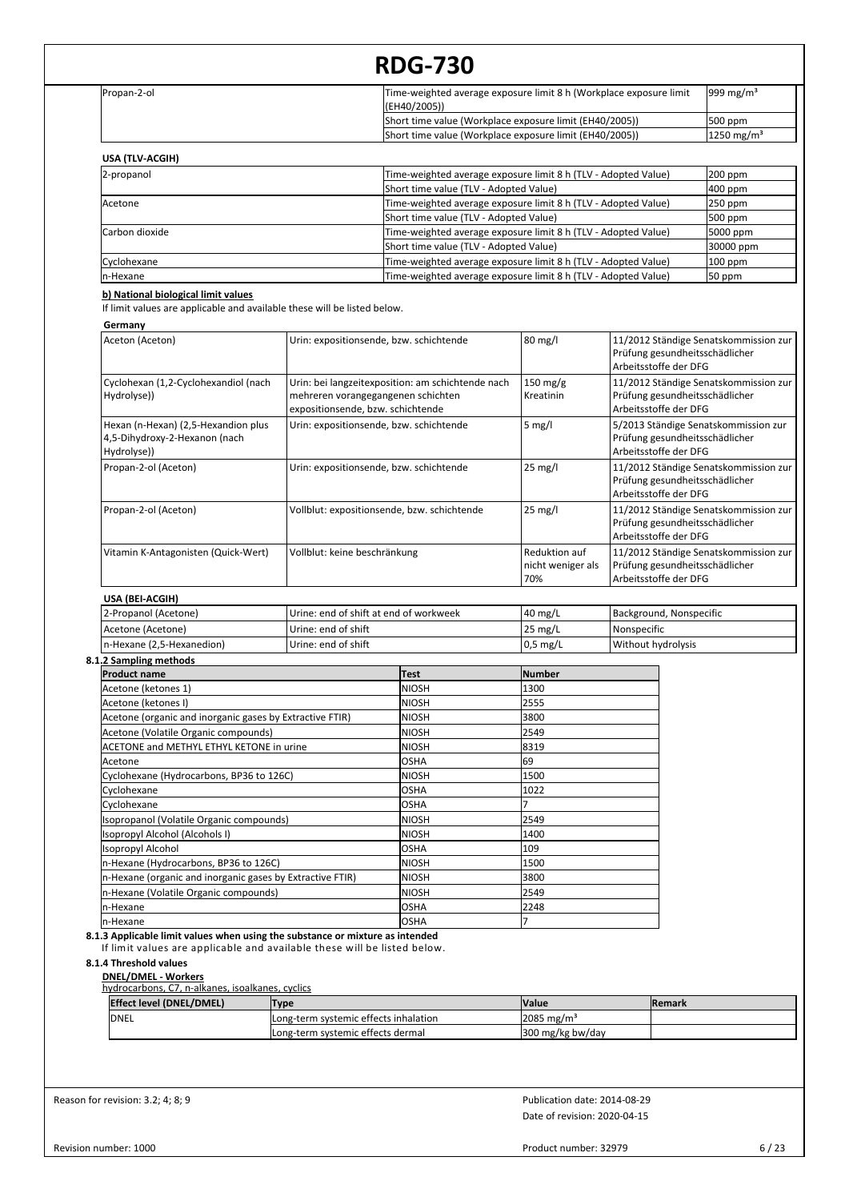| | | |
|---|---|---|
| Propan-2-ol | Time-weighted average exposure limit 8 h (Workplace exposure limit (EH40/2005)) | 999 mg/m³ |
| | Short time value (Workplace exposure limit (EH40/2005)) | 500 ppm |
| | Short time value (Workplace exposure limit (EH40/2005)) | 1250 mg/m³ |

**USA (TLV-ACGIH)**

| | | |
|---|---|---|
| 2-propanol | Time-weighted average exposure limit 8 h (TLV - Adopted Value) | 200 ppm |
| | Short time value (TLV - Adopted Value) | 400 ppm |
| Acetone | Time-weighted average exposure limit 8 h (TLV - Adopted Value) | 250 ppm |
| | Short time value (TLV - Adopted Value) | 500 ppm |
| Carbon dioxide | Time-weighted average exposure limit 8 h (TLV - Adopted Value) | 5000 ppm |
| | Short time value (TLV - Adopted Value) | 30000 ppm |
| Cyclohexane | Time-weighted average exposure limit 8 h (TLV - Adopted Value) | 100 ppm |
| n-Hexane | Time-weighted average exposure limit 8 h (TLV - Adopted Value) | 50 ppm |

**b) National biological limit values**

If limit values are applicable and available these will be listed below.

**Germany**

| | | | |
|---|---|---|---|
| Aceton (Aceton) | Urin: expositionsende, bzw. schichtende | 80 mg/l | 11/2012 Ständige Senatskommission zur Prüfung gesundheitsschädlicher Arbeitsstoffe der DFG |
| Cyclohexan (1,2-Cyclohexandiol (nach Hydrolyse)) | Urin: bei langzeitexposition: am schichtende nach mehreren vorangegangenen schichten expositionsende, bzw. schichtende | 150 mg/g Kreatinin | 11/2012 Ständige Senatskommission zur Prüfung gesundheitsschädlicher Arbeitsstoffe der DFG |
| Hexan (n-Hexan) (2,5-Hexandion plus 4,5-Dihydroxy-2-Hexanon (nach Hydrolyse)) | Urin: expositionsende, bzw. schichtende | 5 mg/l | 5/2013 Ständige Senatskommission zur Prüfung gesundheitsschädlicher Arbeitsstoffe der DFG |
| Propan-2-ol (Aceton) | Urin: expositionsende, bzw. schichtende | 25 mg/l | 11/2012 Ständige Senatskommission zur Prüfung gesundheitsschädlicher Arbeitsstoffe der DFG |
| Propan-2-ol (Aceton) | Vollblut: expositionsende, bzw. schichtende | 25 mg/l | 11/2012 Ständige Senatskommission zur Prüfung gesundheitsschädlicher Arbeitsstoffe der DFG |
| Vitamin K-Antagonisten (Quick-Wert) | Vollblut: keine beschränkung | Reduktion auf nicht weniger als 70% | 11/2012 Ständige Senatskommission zur Prüfung gesundheitsschädlicher Arbeitsstoffe der DFG |

**USA (BEI-ACGIH)**

| | | | |
|---|---|---|---|
| 2-Propanol (Acetone) | Urine: end of shift at end of workweek | 40 mg/L | Background, Nonspecific |
| Acetone (Acetone) | Urine: end of shift | 25 mg/L | Nonspecific |
| n-Hexane (2,5-Hexanedion) | Urine: end of shift | 0,5 mg/L | Without hydrolysis |

**8.1.2 Sampling methods**

| Product name | Test | Number |
|---|---|---|
| Acetone (ketones 1) | NIOSH | 1300 |
| Acetone (ketones I) | NIOSH | 2555 |
| Acetone (organic and inorganic gases by Extractive FTIR) | NIOSH | 3800 |
| Acetone (Volatile Organic compounds) | NIOSH | 2549 |
| ACETONE and METHYL ETHYL KETONE in urine | NIOSH | 8319 |
| Acetone | OSHA | 69 |
| Cyclohexane (Hydrocarbons, BP36 to 126C) | NIOSH | 1500 |
| Cyclohexane | OSHA | 1022 |
| Cyclohexane | OSHA | 7 |
| Isopropanol (Volatile Organic compounds) | NIOSH | 2549 |
| Isopropyl Alcohol (Alcohols I) | NIOSH | 1400 |
| Isopropyl Alcohol | OSHA | 109 |
| n-Hexane (Hydrocarbons, BP36 to 126C) | NIOSH | 1500 |
| n-Hexane (organic and inorganic gases by Extractive FTIR) | NIOSH | 3800 |
| n-Hexane (Volatile Organic compounds) | NIOSH | 2549 |
| n-Hexane | OSHA | 2248 |
| n-Hexane | OSHA | 7 |

**8.1.3 Applicable limit values when using the substance or mixture as intended**

If limit values are applicable and available these will be listed below.

**8.1.4 Threshold values**

**DNEL/DMEL - Workers**

hydrocarbons, C7, n-alkanes, isoalkanes, cyclics

| Effect level (DNEL/DMEL) | Type | Value | Remark |
|---|---|---|---|
| DNEL | Long-term systemic effects inhalation | 2085 mg/m³ | |
| | Long-term systemic effects dermal | 300 mg/kg bw/day | |

Reason for revision: 3.2; 4; 8; 9

Publication date: 2014-08-29

Date of revision: 2020-04-15

Revision number: 1000

Product number: 32979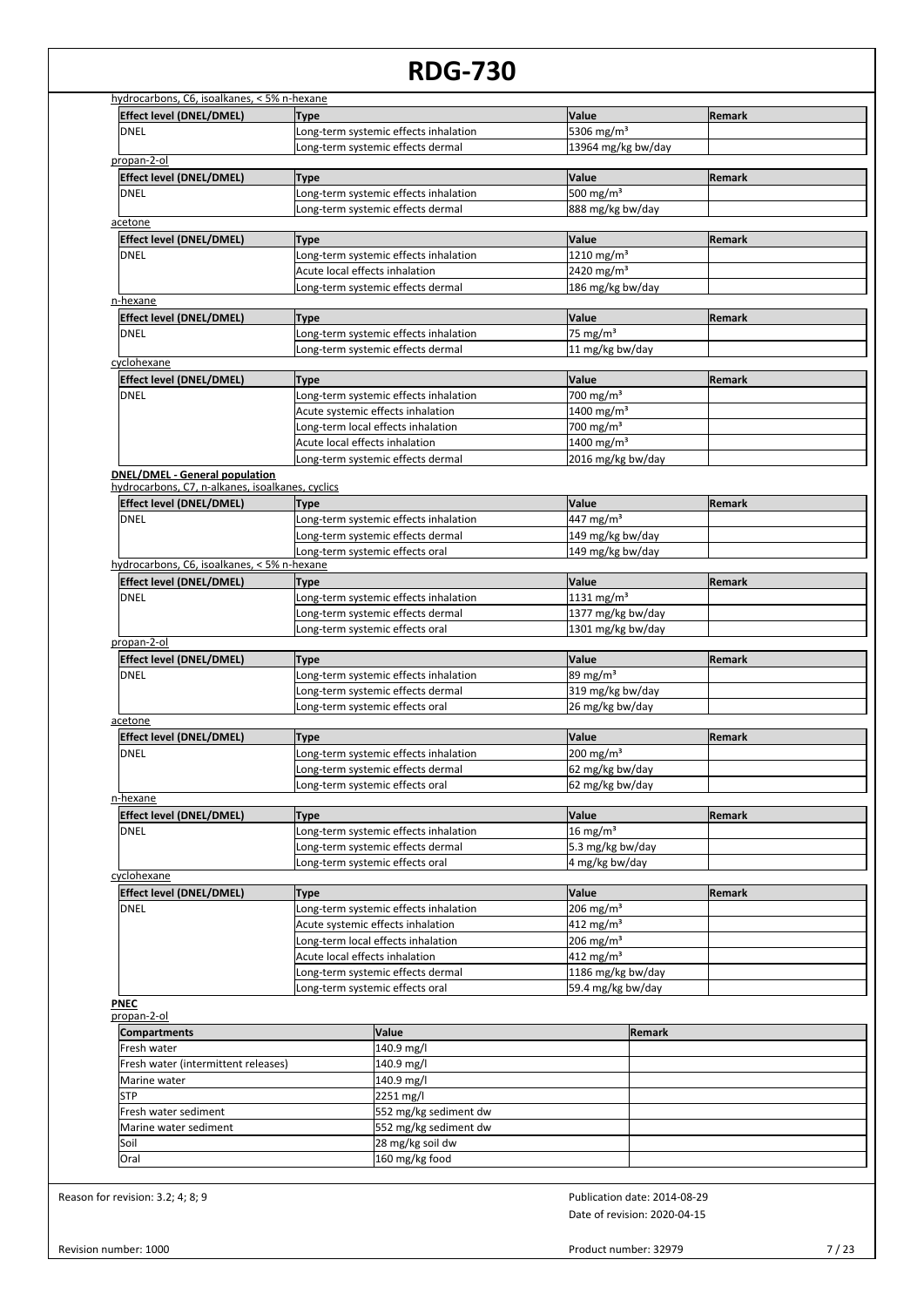hydrocarbons, C6, isoalkanes, < 5% n-hexane

| Effect level (DNEL/DMEL) | Type | Value | Remark |
|---|---|---|---|
| DNEL | Long-term systemic effects inhalation | 5306 mg/m³ | |
| | Long-term systemic effects dermal | 13964 mg/kg bw/day | |

propan-2-ol

| Effect level (DNEL/DMEL) | Type | Value | Remark |
|---|---|---|---|
| DNEL | Long-term systemic effects inhalation | 500 mg/m³ | |
| | Long-term systemic effects dermal | 888 mg/kg bw/day | |

acetone

| Effect level (DNEL/DMEL) | Type | Value | Remark |
|---|---|---|---|
| DNEL | Long-term systemic effects inhalation | 1210 mg/m³ | |
| | Acute local effects inhalation | 2420 mg/m³ | |
| | Long-term systemic effects dermal | 186 mg/kg bw/day | |

n-hexane

| Effect level (DNEL/DMEL) | Type | Value | Remark |
|---|---|---|---|
| DNEL | Long-term systemic effects inhalation | 75 mg/m³ | |
| | Long-term systemic effects dermal | 11 mg/kg bw/day | |

cyclohexane

| Effect level (DNEL/DMEL) | Type | Value | Remark |
|---|---|---|---|
| DNEL | Long-term systemic effects inhalation | 700 mg/m³ | |
| | Acute systemic effects inhalation | 1400 mg/m³ | |
| | Long-term local effects inhalation | 700 mg/m³ | |
| | Acute local effects inhalation | 1400 mg/m³ | |
| | Long-term systemic effects dermal | 2016 mg/kg bw/day | |

**DNEL/DMEL - General population**

hydrocarbons, C7, n-alkanes, isoalkanes, cyclics

| Effect level (DNEL/DMEL) | Type | Value | Remark |
|---|---|---|---|
| DNEL | Long-term systemic effects inhalation | 447 mg/m³ | |
| | Long-term systemic effects dermal | 149 mg/kg bw/day | |
| | Long-term systemic effects oral | 149 mg/kg bw/day | |

hydrocarbons, C6, isoalkanes, < 5% n-hexane

| Effect level (DNEL/DMEL) | Type | Value | Remark |
|---|---|---|---|
| DNEL | Long-term systemic effects inhalation | 1131 mg/m³ | |
| | Long-term systemic effects dermal | 1377 mg/kg bw/day | |
| | Long-term systemic effects oral | 1301 mg/kg bw/day | |

propan-2-ol

| Effect level (DNEL/DMEL) | Type | Value | Remark |
|---|---|---|---|
| DNEL | Long-term systemic effects inhalation | 89 mg/m³ | |
| | Long-term systemic effects dermal | 319 mg/kg bw/day | |
| | Long-term systemic effects oral | 26 mg/kg bw/day | |

acetone

| Effect level (DNEL/DMEL) | Type | Value | Remark |
|---|---|---|---|
| DNEL | Long-term systemic effects inhalation | 200 mg/m³ | |
| | Long-term systemic effects dermal | 62 mg/kg bw/day | |
| | Long-term systemic effects oral | 62 mg/kg bw/day | |

n-hexane

| Effect level (DNEL/DMEL) | Type | Value | Remark |
|---|---|---|---|
| DNEL | Long-term systemic effects inhalation | 16 mg/m³ | |
| | Long-term systemic effects dermal | 5.3 mg/kg bw/day | |
| | Long-term systemic effects oral | 4 mg/kg bw/day | |

cyclohexane

| Effect level (DNEL/DMEL) | Type | Value | Remark |
|---|---|---|---|
| DNEL | Long-term systemic effects inhalation | 206 mg/m³ | |
| | Acute systemic effects inhalation | 412 mg/m³ | |
| | Long-term local effects inhalation | 206 mg/m³ | |
| | Acute local effects inhalation | 412 mg/m³ | |
| | Long-term systemic effects dermal | 1186 mg/kg bw/day | |
| | Long-term systemic effects oral | 59.4 mg/kg bw/day | |

**PNEC**

propan-2-ol

| Compartments | Value | Remark |
|---|---|---|
| Fresh water | 140.9 mg/l | |
| Fresh water (intermittent releases) | 140.9 mg/l | |
| Marine water | 140.9 mg/l | |
| STP | 2251 mg/l | |
| Fresh water sediment | 552 mg/kg sediment dw | |
| Marine water sediment | 552 mg/kg sediment dw | |
| Soil | 28 mg/kg soil dw | |
| Oral | 160 mg/kg food | |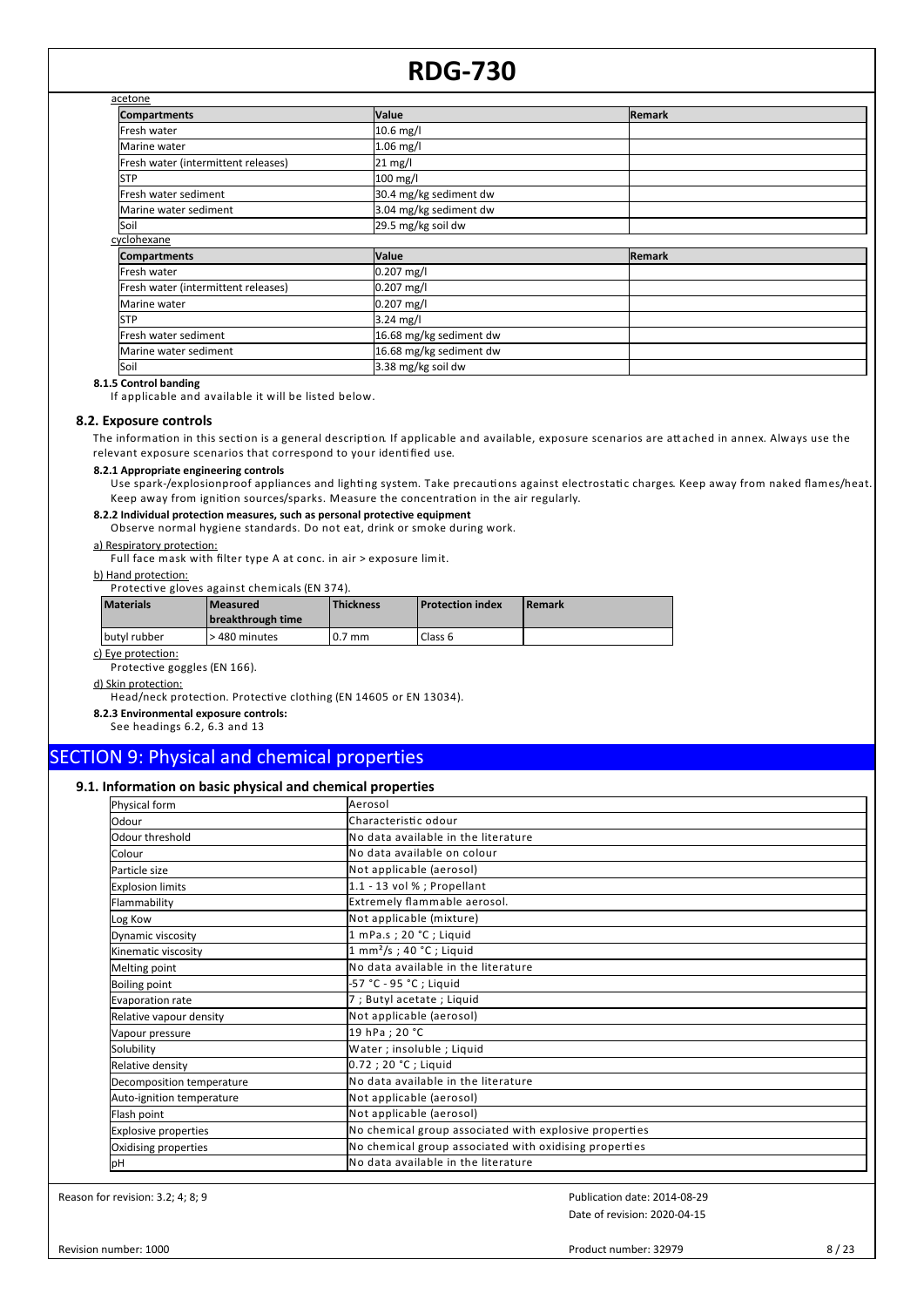acetone

| Compartments | Value | Remark |
|---|---|---|
| Fresh water | 10.6 mg/l | |
| Marine water | 1.06 mg/l | |
| Fresh water (intermittent releases) | 21 mg/l | |
| STP | 100 mg/l | |
| Fresh water sediment | 30.4 mg/kg sediment dw | |
| Marine water sediment | 3.04 mg/kg sediment dw | |
| Soil | 29.5 mg/kg soil dw | |

cyclohexane

| Compartments | Value | Remark |
|---|---|---|
| Fresh water | 0.207 mg/l | |
| Fresh water (intermittent releases) | 0.207 mg/l | |
| Marine water | 0.207 mg/l | |
| STP | 3.24 mg/l | |
| Fresh water sediment | 16.68 mg/kg sediment dw | |
| Marine water sediment | 16.68 mg/kg sediment dw | |
| Soil | 3.38 mg/kg soil dw | |

**8.1.5 Control banding**

If applicable and available it will be listed below.

### 8.2. Exposure controls

The information in this section is a general description. If applicable and available, exposure scenarios are attached in annex. Always use the relevant exposure scenarios that correspond to your identified use.

**8.2.1 Appropriate engineering controls**

Use spark-/explosionproof appliances and lighting system. Take precautions against electrostatic charges. Keep away from naked flames/heat. Keep away from ignition sources/sparks. Measure the concentration in the air regularly.

**8.2.2 Individual protection measures, such as personal protective equipment**

Observe normal hygiene standards. Do not eat, drink or smoke during work.

a) Respiratory protection:

Full face mask with filter type A at conc. in air > exposure limit.

b) Hand protection:

Protective gloves against chemicals (EN 374).

| Materials | Measured breakthrough time | Thickness | Protection index | Remark |
|---|---|---|---|---|
| butyl rubber | > 480 minutes | 0.7 mm | Class 6 | |

c) Eye protection:

Protective goggles (EN 166).

d) Skin protection:

Head/neck protection. Protective clothing (EN 14605 or EN 13034).

**8.2.3 Environmental exposure controls:**

See headings 6.2, 6.3 and 13

## SECTION 9: Physical and chemical properties

### 9.1. Information on basic physical and chemical properties

| Physical form | Aerosol |
|---|---|
| Odour | Characteristic odour |
| Odour threshold | No data available in the literature |
| Colour | No data available on colour |
| Particle size | Not applicable (aerosol) |
| Explosion limits | 1.1 - 13 vol % ; Propellant |
| Flammability | Extremely flammable aerosol. |
| Log Kow | Not applicable (mixture) |
| Dynamic viscosity | 1 mPa.s ; 20 °C ; Liquid |
| Kinematic viscosity | 1 mm²/s ; 40 °C ; Liquid |
| Melting point | No data available in the literature |
| Boiling point | -57 °C - 95 °C ; Liquid |
| Evaporation rate | 7 ; Butyl acetate ; Liquid |
| Relative vapour density | Not applicable (aerosol) |
| Vapour pressure | 19 hPa ; 20 °C |
| Solubility | Water ; insoluble ; Liquid |
| Relative density | 0.72 ; 20 °C ; Liquid |
| Decomposition temperature | No data available in the literature |
| Auto-ignition temperature | Not applicable (aerosol) |
| Flash point | Not applicable (aerosol) |
| Explosive properties | No chemical group associated with explosive properties |
| Oxidising properties | No chemical group associated with oxidising properties |
| pH | No data available in the literature |

Reason for revision: 3.2; 4; 8; 9

Publication date: 2014-08-29

Date of revision: 2020-04-15

Revision number: 1000

Product number: 32979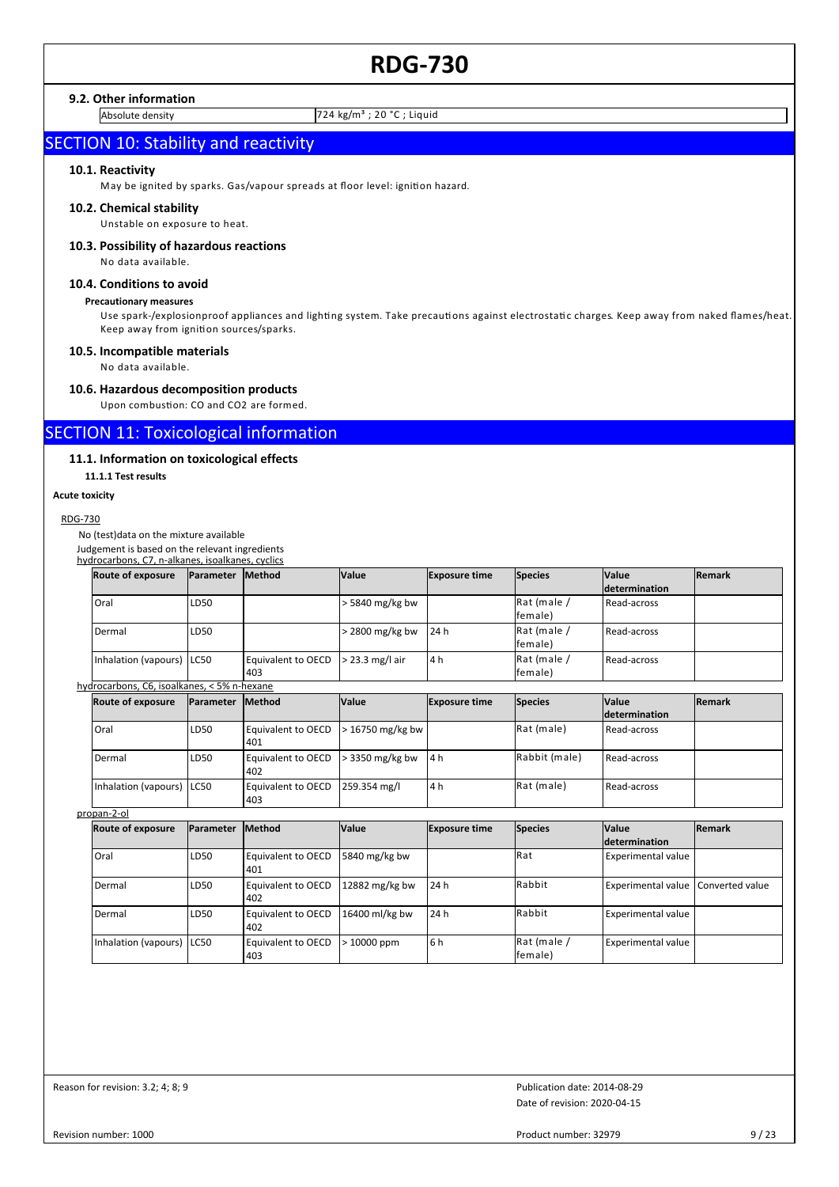### 9.2. Other information

| Absolute density | 724 kg/m³ ; 20 °C ; Liquid |
|---|---|

## SECTION 10: Stability and reactivity

### 10.1. Reactivity

May be ignited by sparks. Gas/vapour spreads at floor level: ignition hazard.

### 10.2. Chemical stability

Unstable on exposure to heat.

### 10.3. Possibility of hazardous reactions

No data available.

### 10.4. Conditions to avoid

**Precautionary measures**

Use spark-/explosionproof appliances and lighting system. Take precautions against electrostatic charges. Keep away from naked flames/heat. Keep away from ignition sources/sparks.

### 10.5. Incompatible materials

No data available.

### 10.6. Hazardous decomposition products

Upon combustion: CO and $CO_2$ are formed.

## SECTION 11: Toxicological information

### 11.1. Information on toxicological effects

**11.1.1 Test results**

**Acute toxicity**

RDG-730

No (test)data on the mixture available

Judgement is based on the relevant ingredients

hydrocarbons, C7, n-alkanes, isoalkanes, cyclics

| Route of exposure | Parameter | Method | Value | Exposure time | Species | Value determination | Remark |
|---|---|---|---|---|---|---|---|
| Oral | LD50 | | > 5840 mg/kg bw | | Rat (male / female) | Read-across | |
| Dermal | LD50 | | > 2800 mg/kg bw | 24 h | Rat (male / female) | Read-across | |
| Inhalation (vapours) | LC50 | Equivalent to OECD 403 | > 23.3 mg/l air | 4 h | Rat (male / female) | Read-across | |

hydrocarbons, C6, isoalkanes, < 5% n-hexane

| Route of exposure | Parameter | Method | Value | Exposure time | Species | Value determination | Remark |
|---|---|---|---|---|---|---|---|
| Oral | LD50 | Equivalent to OECD 401 | > 16750 mg/kg bw | | Rat (male) | Read-across | |
| Dermal | LD50 | Equivalent to OECD 402 | > 3350 mg/kg bw | 4 h | Rabbit (male) | Read-across | |
| Inhalation (vapours) | LC50 | Equivalent to OECD 403 | 259.354 mg/l | 4 h | Rat (male) | Read-across | |

propan-2-ol

| Route of exposure | Parameter | Method | Value | Exposure time | Species | Value determination | Remark |
|---|---|---|---|---|---|---|---|
| Oral | LD50 | Equivalent to OECD 401 | 5840 mg/kg bw | | Rat | Experimental value | |
| Dermal | LD50 | Equivalent to OECD 402 | 12882 mg/kg bw | 24 h | Rabbit | Experimental value | Converted value |
| Dermal | LD50 | Equivalent to OECD 402 | 16400 ml/kg bw | 24 h | Rabbit | Experimental value | |
| Inhalation (vapours) | LC50 | Equivalent to OECD 403 | > 10000 ppm | 6 h | Rat (male / female) | Experimental value | |

Reason for revision: 3.2; 4; 8; 9

Publication date: 2014-08-29

Date of revision: 2020-04-15

Revision number: 1000

Product number: 32979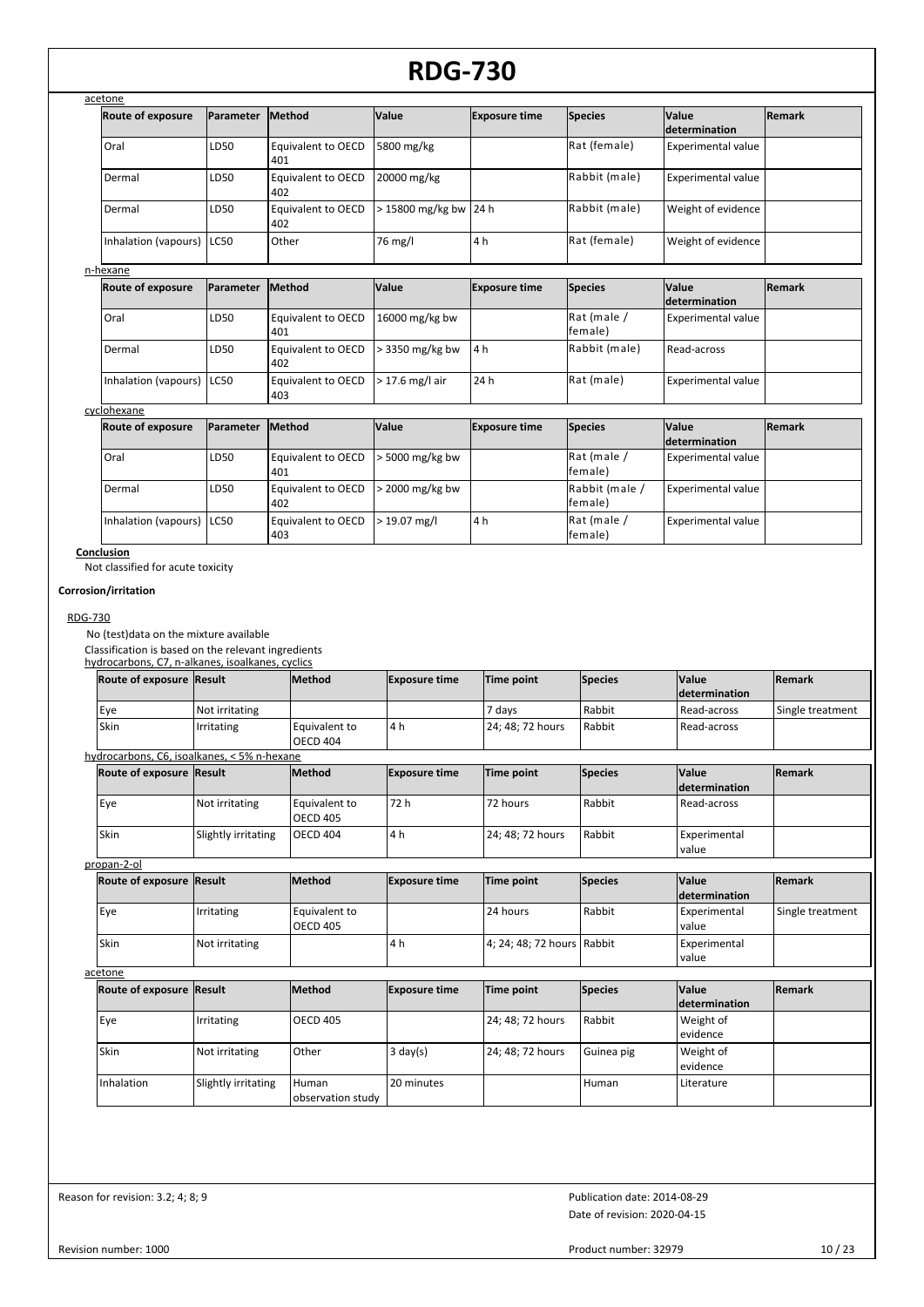acetone

| Route of exposure | Parameter | Method | Value | Exposure time | Species | Value determination | Remark |
|---|---|---|---|---|---|---|---|
| Oral | LD50 | Equivalent to OECD 401 | 5800 mg/kg | | Rat (female) | Experimental value | |
| Dermal | LD50 | Equivalent to OECD 402 | 20000 mg/kg | | Rabbit (male) | Experimental value | |
| Dermal | LD50 | Equivalent to OECD 402 | > 15800 mg/kg bw | 24 h | Rabbit (male) | Weight of evidence | |
| Inhalation (vapours) | LC50 | Other | 76 mg/l | 4 h | Rat (female) | Weight of evidence | |

n-hexane

| Route of exposure | Parameter | Method | Value | Exposure time | Species | Value determination | Remark |
|---|---|---|---|---|---|---|---|
| Oral | LD50 | Equivalent to OECD 401 | 16000 mg/kg bw | | Rat (male / female) | Experimental value | |
| Dermal | LD50 | Equivalent to OECD 402 | > 3350 mg/kg bw | 4 h | Rabbit (male) | Read-across | |
| Inhalation (vapours) | LC50 | Equivalent to OECD 403 | > 17.6 mg/l air | 24 h | Rat (male) | Experimental value | |

cyclohexane

| Route of exposure | Parameter | Method | Value | Exposure time | Species | Value determination | Remark |
|---|---|---|---|---|---|---|---|
| Oral | LD50 | Equivalent to OECD 401 | > 5000 mg/kg bw | | Rat (male / female) | Experimental value | |
| Dermal | LD50 | Equivalent to OECD 402 | > 2000 mg/kg bw | | Rabbit (male / female) | Experimental value | |
| Inhalation (vapours) | LC50 | Equivalent to OECD 403 | > 19.07 mg/l | 4 h | Rat (male / female) | Experimental value | |

**Conclusion**

Not classified for acute toxicity

**Corrosion/irritation**

RDG-730

No (test)data on the mixture available

Classification is based on the relevant ingredients

hydrocarbons, C7, n-alkanes, isoalkanes, cyclics

| Route of exposure | Result | Method | Exposure time | Time point | Species | Value determination | Remark |
|---|---|---|---|---|---|---|---|
| Eye | Not irritating | | | 7 days | Rabbit | Read-across | Single treatment |
| Skin | Irritating | Equivalent to OECD 404 | 4 h | 24; 48; 72 hours | Rabbit | Read-across | |

hydrocarbons, C6, isoalkanes, < 5% n-hexane

| Route of exposure | Result | Method | Exposure time | Time point | Species | Value determination | Remark |
|---|---|---|---|---|---|---|---|
| Eye | Not irritating | Equivalent to OECD 405 | 72 h | 72 hours | Rabbit | Read-across | |
| Skin | Slightly irritating | OECD 404 | 4 h | 24; 48; 72 hours | Rabbit | Experimental value | |

propan-2-ol

| Route of exposure | Result | Method | Exposure time | Time point | Species | Value determination | Remark |
|---|---|---|---|---|---|---|---|
| Eye | Irritating | Equivalent to OECD 405 | | 24 hours | Rabbit | Experimental value | Single treatment |
| Skin | Not irritating | | 4 h | 4; 24; 48; 72 hours | Rabbit | Experimental value | |

acetone

| Route of exposure | Result | Method | Exposure time | Time point | Species | Value determination | Remark |
|---|---|---|---|---|---|---|---|
| Eye | Irritating | OECD 405 | | 24; 48; 72 hours | Rabbit | Weight of evidence | |
| Skin | Not irritating | Other | 3 day(s) | 24; 48; 72 hours | Guinea pig | Weight of evidence | |
| Inhalation | Slightly irritating | Human observation study | 20 minutes | | Human | Literature | |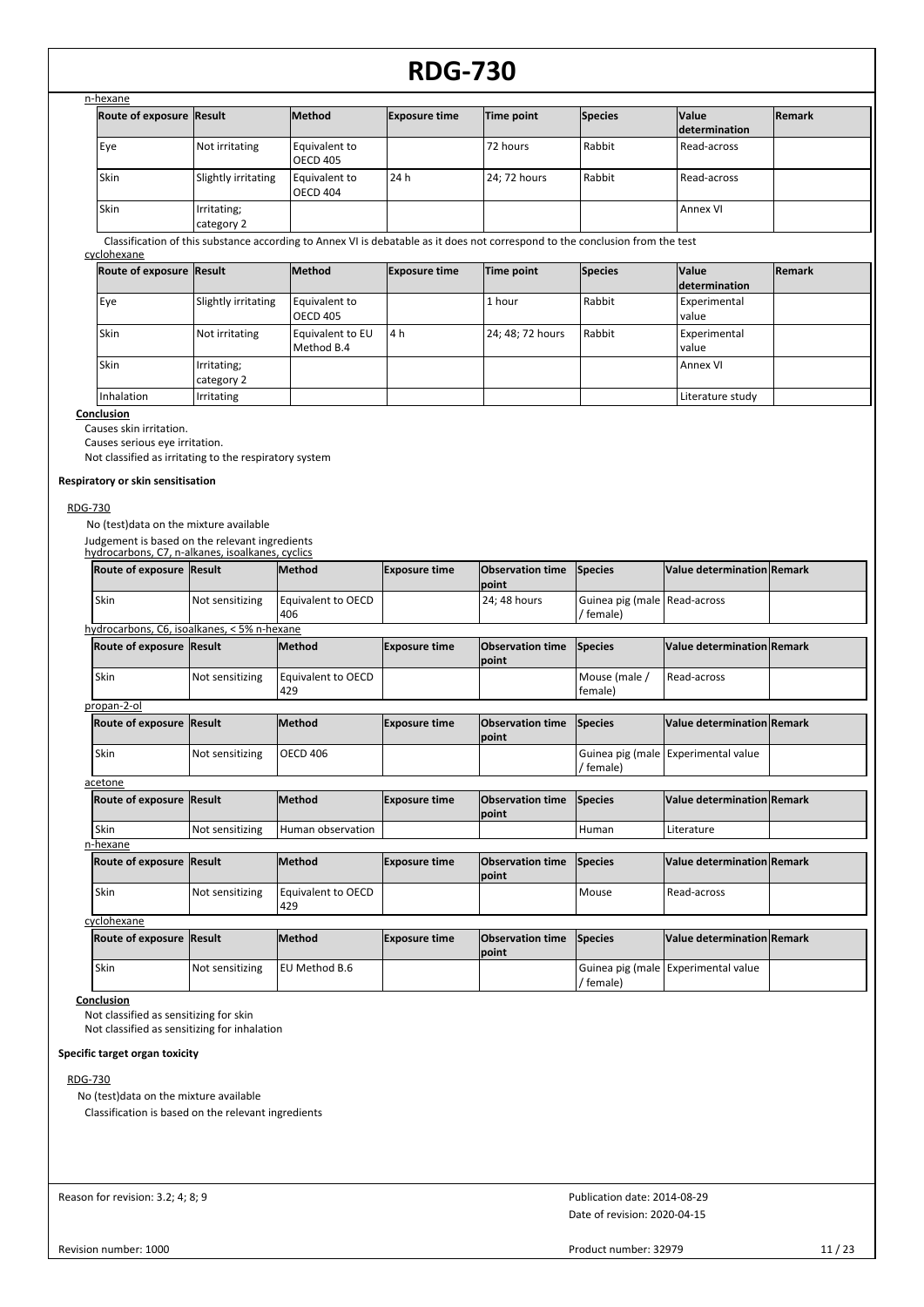n-hexane

| Route of exposure | Result | Method | Exposure time | Time point | Species | Value determination | Remark |
|---|---|---|---|---|---|---|---|
| Eye | Not irritating | Equivalent to OECD 405 | | 72 hours | Rabbit | Read-across | |
| Skin | Slightly irritating | Equivalent to OECD 404 | 24 h | 24; 72 hours | Rabbit | Read-across | |
| Skin | Irritating; category 2 | | | | | Annex VI | |

Classification of this substance according to Annex VI is debatable as it does not correspond to the conclusion from the test

cyclohexane

| Route of exposure | Result | Method | Exposure time | Time point | Species | Value determination | Remark |
|---|---|---|---|---|---|---|---|
| Eye | Slightly irritating | Equivalent to OECD 405 | | 1 hour | Rabbit | Experimental value | |
| Skin | Not irritating | Equivalent to EU Method B.4 | 4 h | 24; 48; 72 hours | Rabbit | Experimental value | |
| Skin | Irritating; category 2 | | | | | Annex VI | |
| Inhalation | Irritating | | | | | Literature study | |

**Conclusion**

Causes skin irritation.

Causes serious eye irritation.

Not classified as irritating to the respiratory system

**Respiratory or skin sensitisation**

RDG-730

No (test)data on the mixture available

Judgement is based on the relevant ingredients

hydrocarbons, C7, n-alkanes, isoalkanes, cyclics

| Route of exposure | Result | Method | Exposure time | Observation time point | Species | Value determination | Remark |
|---|---|---|---|---|---|---|---|
| Skin | Not sensitizing | Equivalent to OECD 406 | | 24; 48 hours | Guinea pig (male / female) | Read-across | |

hydrocarbons, C6, isoalkanes, < 5% n-hexane

| Route of exposure | Result | Method | Exposure time | Observation time point | Species | Value determination | Remark |
|---|---|---|---|---|---|---|---|
| Skin | Not sensitizing | Equivalent to OECD 429 | | | Mouse (male / female) | Read-across | |

propan-2-ol

| Route of exposure | Result | Method | Exposure time | Observation time point | Species | Value determination | Remark |
|---|---|---|---|---|---|---|---|
| Skin | Not sensitizing | OECD 406 | | | Guinea pig (male / female) | Experimental value | |

acetone

| Route of exposure | Result | Method | Exposure time | Observation time point | Species | Value determination | Remark |
|---|---|---|---|---|---|---|---|
| Skin | Not sensitizing | Human observation | | | Human | Literature | |

n-hexane

| Route of exposure | Result | Method | Exposure time | Observation time point | Species | Value determination | Remark |
|---|---|---|---|---|---|---|---|
| Skin | Not sensitizing | Equivalent to OECD 429 | | | Mouse | Read-across | |

cyclohexane

| Route of exposure | Result | Method | Exposure time | Observation time point | Species | Value determination | Remark |
|---|---|---|---|---|---|---|---|
| Skin | Not sensitizing | EU Method B.6 | | | Guinea pig (male / female) | Experimental value | |

**Conclusion**

Not classified as sensitizing for skin

Not classified as sensitizing for inhalation

**Specific target organ toxicity**

RDG-730

No (test)data on the mixture available

Classification is based on the relevant ingredients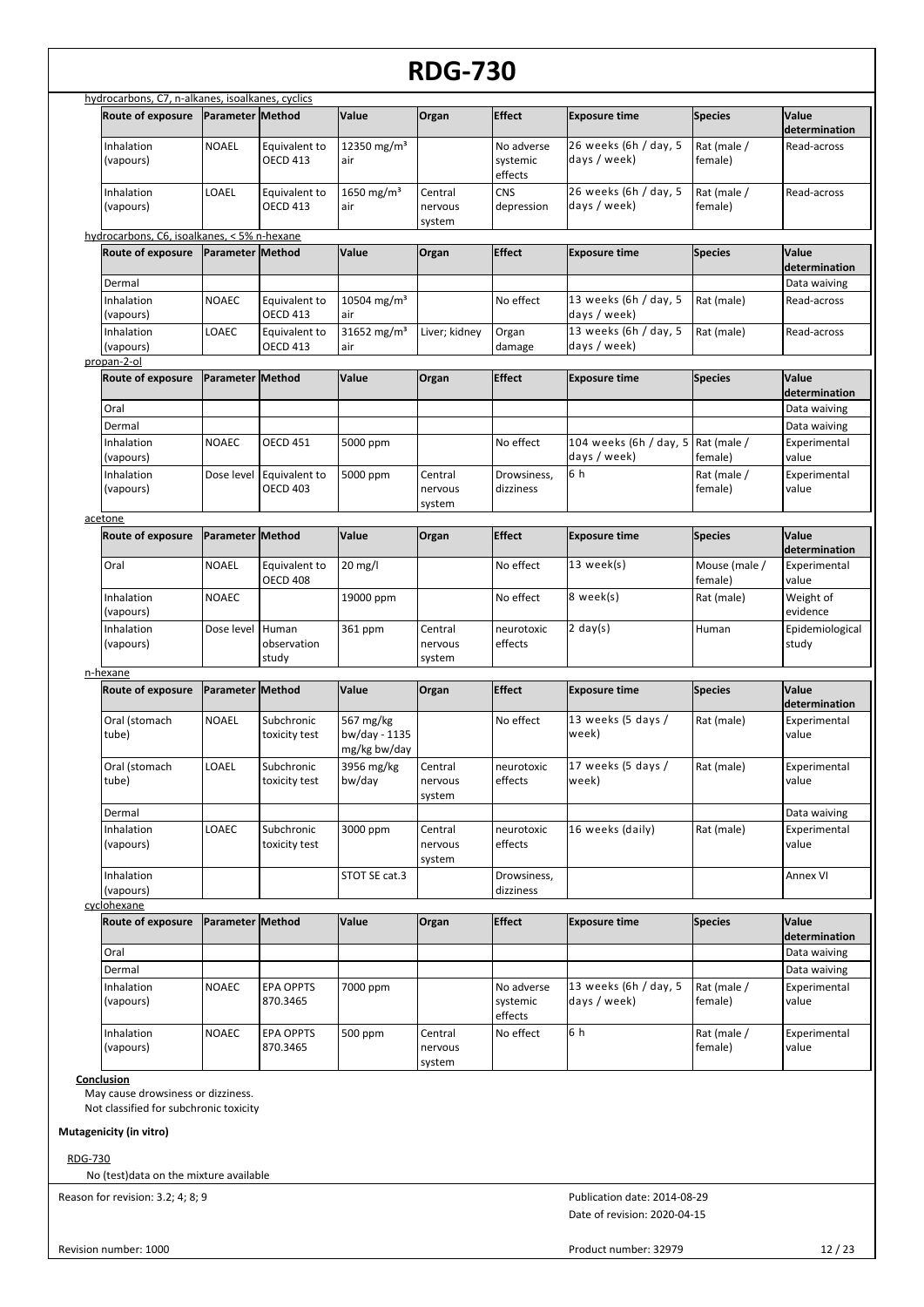hydrocarbons, C7, n-alkanes, isoalkanes, cyclics

| Route of exposure | Parameter | Method | Value | Organ | Effect | Exposure time | Species | Value determination |
|---|---|---|---|---|---|---|---|---|
| Inhalation (vapours) | NOAEL | Equivalent to OECD 413 | 12350 mg/m³ air | | No adverse systemic effects | 26 weeks (6h / day, 5 days / week) | Rat (male / female) | Read-across |
| Inhalation (vapours) | LOAEL | Equivalent to OECD 413 | 1650 mg/m³ air | Central nervous system | CNS depression | 26 weeks (6h / day, 5 days / week) | Rat (male / female) | Read-across |

hydrocarbons, C6, isoalkanes, < 5% n-hexane

| Route of exposure | Parameter | Method | Value | Organ | Effect | Exposure time | Species | Value determination |
|---|---|---|---|---|---|---|---|---|
| Dermal | | | | | | | | Data waiving |
| Inhalation (vapours) | NOAEC | Equivalent to OECD 413 | 10504 mg/m³ air | | No effect | 13 weeks (6h / day, 5 days / week) | Rat (male) | Read-across |
| Inhalation (vapours) | LOAEC | Equivalent to OECD 413 | 31652 mg/m³ air | Liver; kidney | Organ damage | 13 weeks (6h / day, 5 days / week) | Rat (male) | Read-across |

propan-2-ol

| Route of exposure | Parameter | Method | Value | Organ | Effect | Exposure time | Species | Value determination |
|---|---|---|---|---|---|---|---|---|
| Oral | | | | | | | | Data waiving |
| Dermal | | | | | | | | Data waiving |
| Inhalation (vapours) | NOAEC | OECD 451 | 5000 ppm | | No effect | 104 weeks (6h / day, 5 days / week) | Rat (male / female) | Experimental value |
| Inhalation (vapours) | Dose level | Equivalent to OECD 403 | 5000 ppm | Central nervous system | Drowsiness, dizziness | 6 h | Rat (male / female) | Experimental value |

acetone

| Route of exposure | Parameter | Method | Value | Organ | Effect | Exposure time | Species | Value determination |
|---|---|---|---|---|---|---|---|---|
| Oral | NOAEL | Equivalent to OECD 408 | 20 mg/l | | No effect | 13 week(s) | Mouse (male / female) | Experimental value |
| Inhalation (vapours) | NOAEC | | 19000 ppm | | No effect | 8 week(s) | Rat (male) | Weight of evidence |
| Inhalation (vapours) | Dose level | Human observation study | 361 ppm | Central nervous system | neurotoxic effects | 2 day(s) | Human | Epidemiological study |

n-hexane

| Route of exposure | Parameter | Method | Value | Organ | Effect | Exposure time | Species | Value determination |
|---|---|---|---|---|---|---|---|---|
| Oral (stomach tube) | NOAEL | Subchronic toxicity test | 567 mg/kg bw/day - 1135 mg/kg bw/day | | No effect | 13 weeks (5 days / week) | Rat (male) | Experimental value |
| Oral (stomach tube) | LOAEL | Subchronic toxicity test | 3956 mg/kg bw/day | Central nervous system | neurotoxic effects | 17 weeks (5 days / week) | Rat (male) | Experimental value |
| Dermal | | | | | | | | Data waiving |
| Inhalation (vapours) | LOAEC | Subchronic toxicity test | 3000 ppm | Central nervous system | neurotoxic effects | 16 weeks (daily) | Rat (male) | Experimental value |
| Inhalation (vapours) | | | STOT SE cat.3 | | Drowsiness, dizziness | | | Annex VI |

cyclohexane

| Route of exposure | Parameter | Method | Value | Organ | Effect | Exposure time | Species | Value determination |
|---|---|---|---|---|---|---|---|---|
| Oral | | | | | | | | Data waiving |
| Dermal | | | | | | | | Data waiving |
| Inhalation (vapours) | NOAEC | EPA OPPTS 870.3465 | 7000 ppm | | No adverse systemic effects | 13 weeks (6h / day, 5 days / week) | Rat (male / female) | Experimental value |
| Inhalation (vapours) | NOAEC | EPA OPPTS 870.3465 | 500 ppm | Central nervous system | No effect | 6 h | Rat (male / female) | Experimental value |

**Conclusion**

May cause drowsiness or dizziness.
Not classified for subchronic toxicity

**Mutagenicity (in vitro)**

RDG-730

No (test)data on the mixture available

Reason for revision: 3.2; 4; 8; 9

Publication date: 2014-08-29
Date of revision: 2020-04-15

Revision number: 1000

Product number: 32979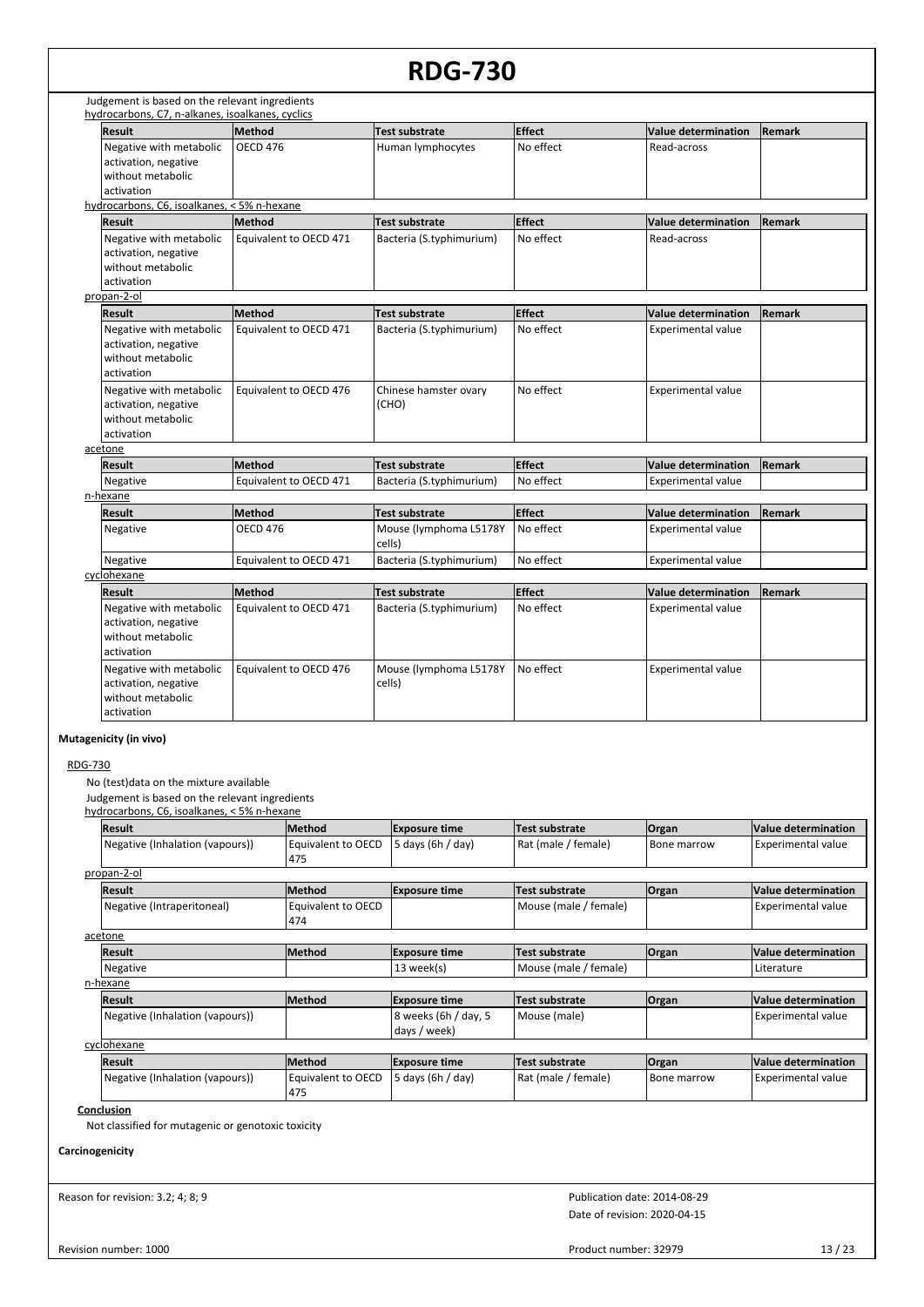Judgement is based on the relevant ingredients

hydrocarbons, C7, n-alkanes, isoalkanes, cyclics

| Result | Method | Test substrate | Effect | Value determination | Remark |
|---|---|---|---|---|---|
| Negative with metabolic activation, negative without metabolic activation | OECD 476 | Human lymphocytes | No effect | Read-across | |

hydrocarbons, C6, isoalkanes, < 5% n-hexane

| Result | Method | Test substrate | Effect | Value determination | Remark |
|---|---|---|---|---|---|
| Negative with metabolic activation, negative without metabolic activation | Equivalent to OECD 471 | Bacteria (S.typhimurium) | No effect | Read-across | |

propan-2-ol

| Result | Method | Test substrate | Effect | Value determination | Remark |
|---|---|---|---|---|---|
| Negative with metabolic activation, negative without metabolic activation | Equivalent to OECD 471 | Bacteria (S.typhimurium) | No effect | Experimental value | |
| Negative with metabolic activation, negative without metabolic activation | Equivalent to OECD 476 | Chinese hamster ovary (CHO) | No effect | Experimental value | |

acetone

| Result | Method | Test substrate | Effect | Value determination | Remark |
|---|---|---|---|---|---|
| Negative | Equivalent to OECD 471 | Bacteria (S.typhimurium) | No effect | Experimental value | |

n-hexane

| Result | Method | Test substrate | Effect | Value determination | Remark |
|---|---|---|---|---|---|
| Negative | OECD 476 | Mouse (lymphoma L5178Y cells) | No effect | Experimental value | |
| Negative | Equivalent to OECD 471 | Bacteria (S.typhimurium) | No effect | Experimental value | |

cyclohexane

| Result | Method | Test substrate | Effect | Value determination | Remark |
|---|---|---|---|---|---|
| Negative with metabolic activation, negative without metabolic activation | Equivalent to OECD 471 | Bacteria (S.typhimurium) | No effect | Experimental value | |
| Negative with metabolic activation, negative without metabolic activation | Equivalent to OECD 476 | Mouse (lymphoma L5178Y cells) | No effect | Experimental value | |

**Mutagenicity (in vivo)**

RDG-730

No (test)data on the mixture available

Judgement is based on the relevant ingredients

hydrocarbons, C6, isoalkanes, < 5% n-hexane

| Result | Method | Exposure time | Test substrate | Organ | Value determination |
|---|---|---|---|---|---|
| Negative (Inhalation (vapours)) | Equivalent to OECD 475 | 5 days (6h / day) | Rat (male / female) | Bone marrow | Experimental value |

propan-2-ol

| Result | Method | Exposure time | Test substrate | Organ | Value determination |
|---|---|---|---|---|---|
| Negative (Intraperitoneal) | Equivalent to OECD 474 | | Mouse (male / female) | | Experimental value |

acetone

| Result | Method | Exposure time | Test substrate | Organ | Value determination |
|---|---|---|---|---|---|
| Negative | | 13 week(s) | Mouse (male / female) | | Literature |

n-hexane

| Result | Method | Exposure time | Test substrate | Organ | Value determination |
|---|---|---|---|---|---|
| Negative (Inhalation (vapours)) | | 8 weeks (6h / day, 5 days / week) | Mouse (male) | | Experimental value |

cyclohexane

| Result | Method | Exposure time | Test substrate | Organ | Value determination |
|---|---|---|---|---|---|
| Negative (Inhalation (vapours)) | Equivalent to OECD 475 | 5 days (6h / day) | Rat (male / female) | Bone marrow | Experimental value |

**Conclusion**

Not classified for mutagenic or genotoxic toxicity

**Carcinogenicity**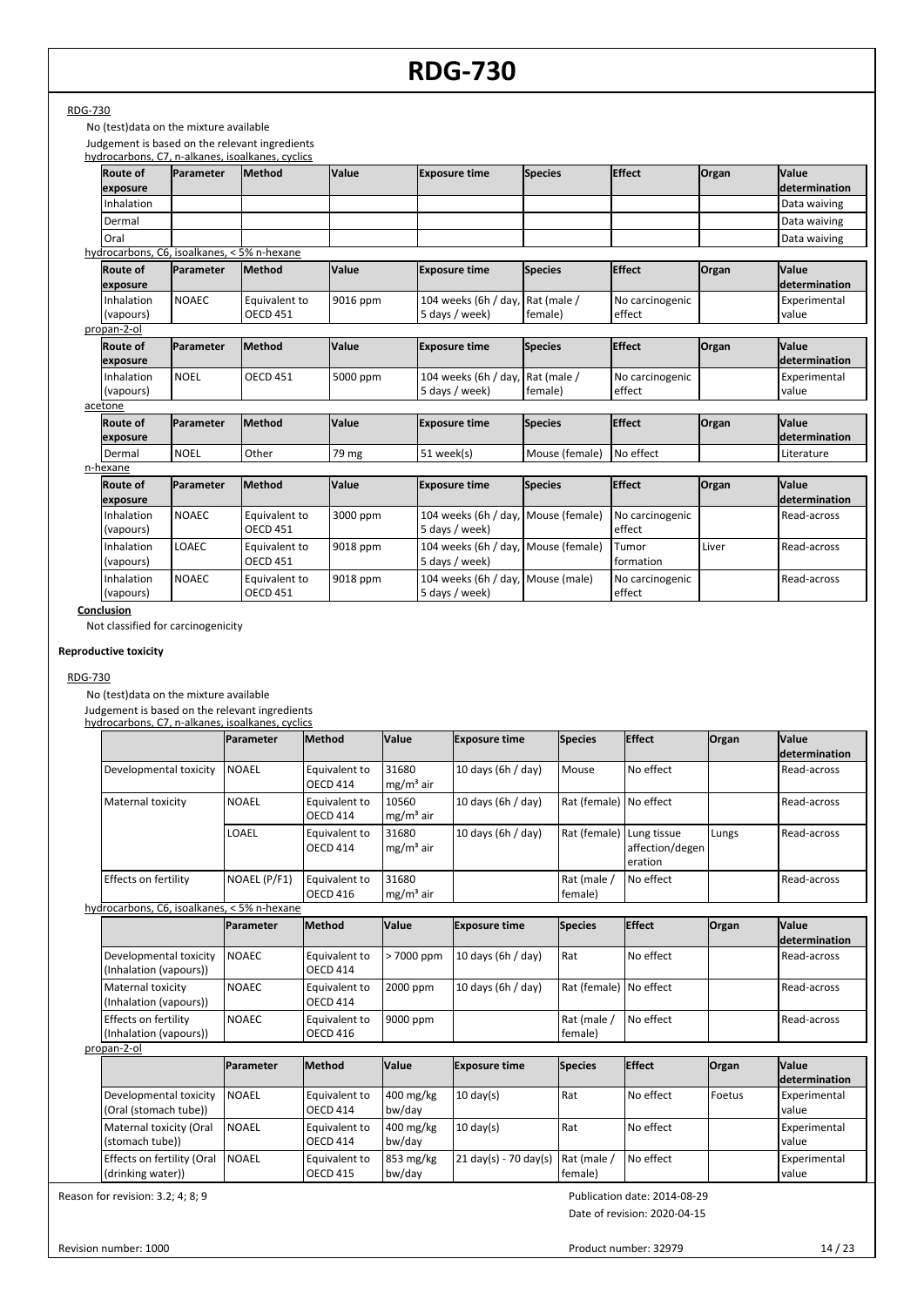RDG-730

No (test)data on the mixture available

Judgement is based on the relevant ingredients

hydrocarbons, C7, n-alkanes, isoalkanes, cyclics

| Route of exposure | Parameter | Method | Value | Exposure time | Species | Effect | Organ | Value determination |
|---|---|---|---|---|---|---|---|---|
| Inhalation | | | | | | | | Data waiving |
| Dermal | | | | | | | | Data waiving |
| Oral | | | | | | | | Data waiving |

hydrocarbons, C6, isoalkanes, < 5% n-hexane

| Route of exposure | Parameter | Method | Value | Exposure time | Species | Effect | Organ | Value determination |
|---|---|---|---|---|---|---|---|---|
| Inhalation (vapours) | NOAEC | Equivalent to OECD 451 | 9016 ppm | 104 weeks (6h / day, 5 days / week) | Rat (male / female) | No carcinogenic effect | | Experimental value |

propan-2-ol

| Route of exposure | Parameter | Method | Value | Exposure time | Species | Effect | Organ | Value determination |
|---|---|---|---|---|---|---|---|---|
| Inhalation (vapours) | NOEL | OECD 451 | 5000 ppm | 104 weeks (6h / day, 5 days / week) | Rat (male / female) | No carcinogenic effect | | Experimental value |

acetone

| Route of exposure | Parameter | Method | Value | Exposure time | Species | Effect | Organ | Value determination |
|---|---|---|---|---|---|---|---|---|
| Dermal | NOEL | Other | 79 mg | 51 week(s) | Mouse (female) | No effect | | Literature |

n-hexane

| Route of exposure | Parameter | Method | Value | Exposure time | Species | Effect | Organ | Value determination |
|---|---|---|---|---|---|---|---|---|
| Inhalation (vapours) | NOAEC | Equivalent to OECD 451 | 3000 ppm | 104 weeks (6h / day, 5 days / week) | Mouse (female) | No carcinogenic effect | | Read-across |
| Inhalation (vapours) | LOAEC | Equivalent to OECD 451 | 9018 ppm | 104 weeks (6h / day, 5 days / week) | Mouse (female) | Tumor formation | Liver | Read-across |
| Inhalation (vapours) | NOAEC | Equivalent to OECD 451 | 9018 ppm | 104 weeks (6h / day, 5 days / week) | Mouse (male) | No carcinogenic effect | | Read-across |

**Conclusion**

Not classified for carcinogenicity

**Reproductive toxicity**

RDG-730

No (test)data on the mixture available

Judgement is based on the relevant ingredients

hydrocarbons, C7, n-alkanes, isoalkanes, cyclics

| | Parameter | Method | Value | Exposure time | Species | Effect | Organ | Value determination |
|---|---|---|---|---|---|---|---|---|
| Developmental toxicity | NOAEL | Equivalent to OECD 414 | 31680 mg/m³ air | 10 days (6h / day) | Mouse | No effect | | Read-across |
| Maternal toxicity | NOAEL | Equivalent to OECD 414 | 10560 mg/m³ air | 10 days (6h / day) | Rat (female) | No effect | | Read-across |
| | LOAEL | Equivalent to OECD 414 | 31680 mg/m³ air | 10 days (6h / day) | Rat (female) | Lung tissue affection/degeneration | Lungs | Read-across |
| Effects on fertility | NOAEL (P/F1) | Equivalent to OECD 416 | 31680 mg/m³ air | | Rat (male / female) | No effect | | Read-across |

hydrocarbons, C6, isoalkanes, < 5% n-hexane

| | Parameter | Method | Value | Exposure time | Species | Effect | Organ | Value determination |
|---|---|---|---|---|---|---|---|---|
| Developmental toxicity (Inhalation (vapours)) | NOAEC | Equivalent to OECD 414 | > 7000 ppm | 10 days (6h / day) | Rat | No effect | | Read-across |
| Maternal toxicity (Inhalation (vapours)) | NOAEC | Equivalent to OECD 414 | 2000 ppm | 10 days (6h / day) | Rat (female) | No effect | | Read-across |
| Effects on fertility (Inhalation (vapours)) | NOAEC | Equivalent to OECD 416 | 9000 ppm | | Rat (male / female) | No effect | | Read-across |

propan-2-ol

| | Parameter | Method | Value | Exposure time | Species | Effect | Organ | Value determination |
|---|---|---|---|---|---|---|---|---|
| Developmental toxicity (Oral (stomach tube)) | NOAEL | Equivalent to OECD 414 | 400 mg/kg bw/day | 10 day(s) | Rat | No effect | Foetus | Experimental value |
| Maternal toxicity (Oral (stomach tube)) | NOAEL | Equivalent to OECD 414 | 400 mg/kg bw/day | 10 day(s) | Rat | No effect | | Experimental value |
| Effects on fertility (Oral (drinking water)) | NOAEL | Equivalent to OECD 415 | 853 mg/kg bw/day | 21 day(s) - 70 day(s) | Rat (male / female) | No effect | | Experimental value |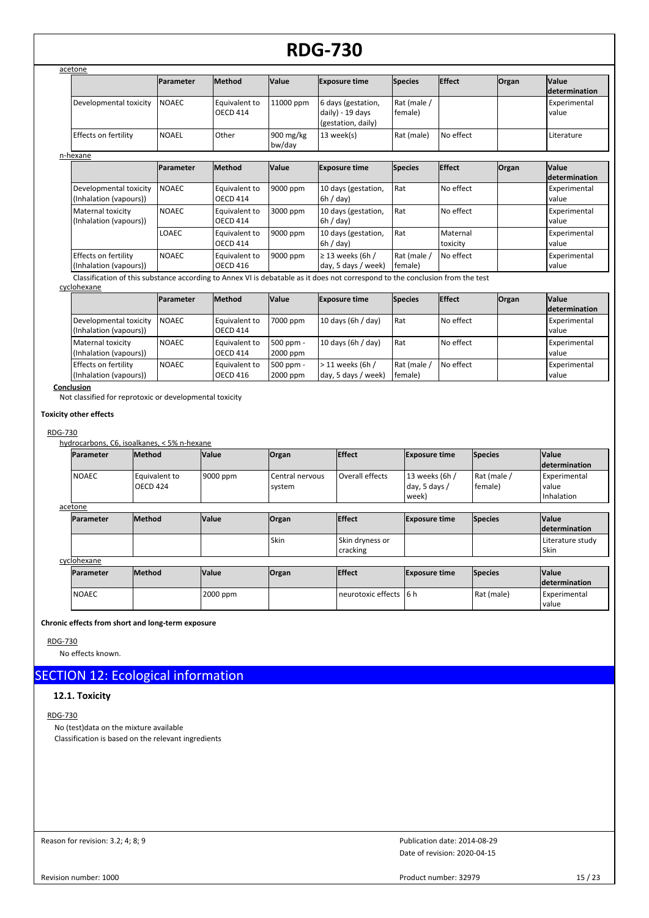acetone

| | Parameter | Method | Value | Exposure time | Species | Effect | Organ | Value determination |
|---|---|---|---|---|---|---|---|---|
| Developmental toxicity | NOAEC | Equivalent to OECD 414 | 11000 ppm | 6 days (gestation, daily) - 19 days (gestation, daily) | Rat (male / female) | | | Experimental value |
| Effects on fertility | NOAEL | Other | 900 mg/kg bw/day | 13 week(s) | Rat (male) | No effect | | Literature |

n-hexane

| | Parameter | Method | Value | Exposure time | Species | Effect | Organ | Value determination |
|---|---|---|---|---|---|---|---|---|
| Developmental toxicity (Inhalation (vapours)) | NOAEC | Equivalent to OECD 414 | 9000 ppm | 10 days (gestation, 6h / day) | Rat | No effect | | Experimental value |
| Maternal toxicity (Inhalation (vapours)) | NOAEC | Equivalent to OECD 414 | 3000 ppm | 10 days (gestation, 6h / day) | Rat | No effect | | Experimental value |
| | LOAEC | Equivalent to OECD 414 | 9000 ppm | 10 days (gestation, 6h / day) | Rat | Maternal toxicity | | Experimental value |
| Effects on fertility (Inhalation (vapours)) | NOAEC | Equivalent to OECD 416 | 9000 ppm | ≥ 13 weeks (6h / day, 5 days / week) | Rat (male / female) | No effect | | Experimental value |

Classification of this substance according to Annex VI is debatable as it does not correspond to the conclusion from the test

cyclohexane

| | Parameter | Method | Value | Exposure time | Species | Effect | Organ | Value determination |
|---|---|---|---|---|---|---|---|---|
| Developmental toxicity (Inhalation (vapours)) | NOAEC | Equivalent to OECD 414 | 7000 ppm | 10 days (6h / day) | Rat | No effect | | Experimental value |
| Maternal toxicity (Inhalation (vapours)) | NOAEC | Equivalent to OECD 414 | 500 ppm - 2000 ppm | 10 days (6h / day) | Rat | No effect | | Experimental value |
| Effects on fertility (Inhalation (vapours)) | NOAEC | Equivalent to OECD 416 | 500 ppm - 2000 ppm | > 11 weeks (6h / day, 5 days / week) | Rat (male / female) | No effect | | Experimental value |

**Conclusion**

Not classified for reprotoxic or developmental toxicity

**Toxicity other effects**

RDG-730

hydrocarbons, C6, isoalkanes, < 5% n-hexane

| Parameter | Method | Value | Organ | Effect | Exposure time | Species | Value determination |
|---|---|---|---|---|---|---|---|
| NOAEC | Equivalent to OECD 424 | 9000 ppm | Central nervous system | Overall effects | 13 weeks (6h / day, 5 days / week) | Rat (male / female) | Experimental value Inhalation |

acetone

| Parameter | Method | Value | Organ | Effect | Exposure time | Species | Value determination |
|---|---|---|---|---|---|---|---|
| | | | Skin | Skin dryness or cracking | | | Literature study Skin |

cyclohexane

| Parameter | Method | Value | Organ | Effect | Exposure time | Species | Value determination |
|---|---|---|---|---|---|---|---|
| NOAEC | | 2000 ppm | | neurotoxic effects | 6 h | Rat (male) | Experimental value |

**Chronic effects from short and long-term exposure**

RDG-730

No effects known.

## SECTION 12: Ecological information

### 12.1. Toxicity

RDG-730

No (test)data on the mixture available

Classification is based on the relevant ingredients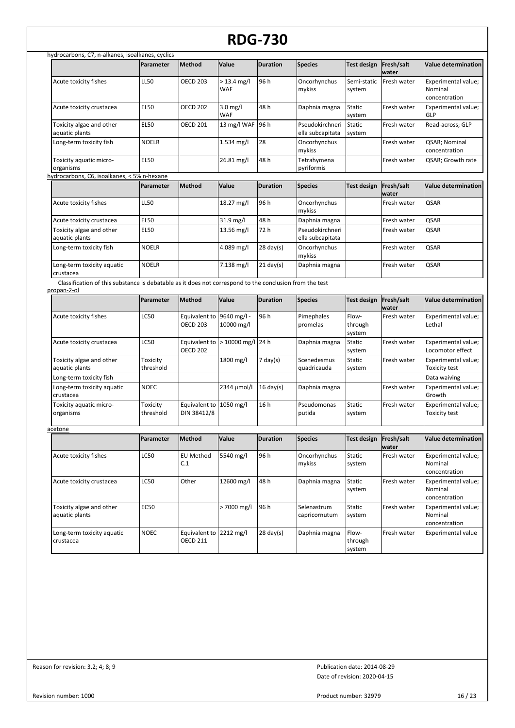hydrocarbons, C7, n-alkanes, isoalkanes, cyclics

| | Parameter | Method | Value | Duration | Species | Test design | Fresh/salt water | Value determination |
|---|---|---|---|---|---|---|---|---|
| Acute toxicity fishes | LL50 | OECD 203 | > 13.4 mg/l WAF | 96 h | Oncorhynchus mykiss | Semi-static system | Fresh water | Experimental value; Nominal concentration |
| Acute toxicity crustacea | EL50 | OECD 202 | 3.0 mg/l WAF | 48 h | Daphnia magna | Static system | Fresh water | Experimental value; GLP |
| Toxicity algae and other aquatic plants | EL50 | OECD 201 | 13 mg/l WAF | 96 h | Pseudokirchneriella subcapitata | Static system | Fresh water | Read-across; GLP |
| Long-term toxicity fish | NOELR | | 1.534 mg/l | 28 | Oncorhynchus mykiss | | Fresh water | QSAR; Nominal concentration |
| Toxicity aquatic micro-organisms | EL50 | | 26.81 mg/l | 48 h | Tetrahymena pyriformis | | Fresh water | QSAR; Growth rate |

hydrocarbons, C6, isoalkanes, < 5% n-hexane

| | Parameter | Method | Value | Duration | Species | Test design | Fresh/salt water | Value determination |
|---|---|---|---|---|---|---|---|---|
| Acute toxicity fishes | LL50 | | 18.27 mg/l | 96 h | Oncorhynchus mykiss | | Fresh water | QSAR |
| Acute toxicity crustacea | EL50 | | 31.9 mg/l | 48 h | Daphnia magna | | Fresh water | QSAR |
| Toxicity algae and other aquatic plants | EL50 | | 13.56 mg/l | 72 h | Pseudokirchneriella subcapitata | | Fresh water | QSAR |
| Long-term toxicity fish | NOELR | | 4.089 mg/l | 28 day(s) | Oncorhynchus mykiss | | Fresh water | QSAR |
| Long-term toxicity aquatic crustacea | NOELR | | 7.138 mg/l | 21 day(s) | Daphnia magna | | Fresh water | QSAR |

Classification of this substance is debatable as it does not correspond to the conclusion from the test

propan-2-ol

| | Parameter | Method | Value | Duration | Species | Test design | Fresh/salt water | Value determination |
|---|---|---|---|---|---|---|---|---|
| Acute toxicity fishes | LC50 | Equivalent to OECD 203 | 9640 mg/l - 10000 mg/l | 96 h | Pimephales promelas | Flow-through system | Fresh water | Experimental value; Lethal |
| Acute toxicity crustacea | LC50 | Equivalent to OECD 202 | > 10000 mg/l | 24 h | Daphnia magna | Static system | Fresh water | Experimental value; Locomotor effect |
| Toxicity algae and other aquatic plants | Toxicity threshold | | 1800 mg/l | 7 day(s) | Scenedesmus quadricauda | Static system | Fresh water | Experimental value; Toxicity test |
| Long-term toxicity fish | | | | | | | | Data waiving |
| Long-term toxicity aquatic crustacea | NOEC | | 2344 µmol/l | 16 day(s) | Daphnia magna | | Fresh water | Experimental value; Growth |
| Toxicity aquatic micro-organisms | Toxicity threshold | Equivalent to DIN 38412/8 | 1050 mg/l | 16 h | Pseudomonas putida | Static system | Fresh water | Experimental value; Toxicity test |

acetone

| | Parameter | Method | Value | Duration | Species | Test design | Fresh/salt water | Value determination |
|---|---|---|---|---|---|---|---|---|
| Acute toxicity fishes | LC50 | EU Method C.1 | 5540 mg/l | 96 h | Oncorhynchus mykiss | Static system | Fresh water | Experimental value; Nominal concentration |
| Acute toxicity crustacea | LC50 | Other | 12600 mg/l | 48 h | Daphnia magna | Static system | Fresh water | Experimental value; Nominal concentration |
| Toxicity algae and other aquatic plants | EC50 | | > 7000 mg/l | 96 h | Selenastrum capricornutum | Static system | Fresh water | Experimental value; Nominal concentration |
| Long-term toxicity aquatic crustacea | NOEC | Equivalent to OECD 211 | 2212 mg/l | 28 day(s) | Daphnia magna | Flow-through system | Fresh water | Experimental value |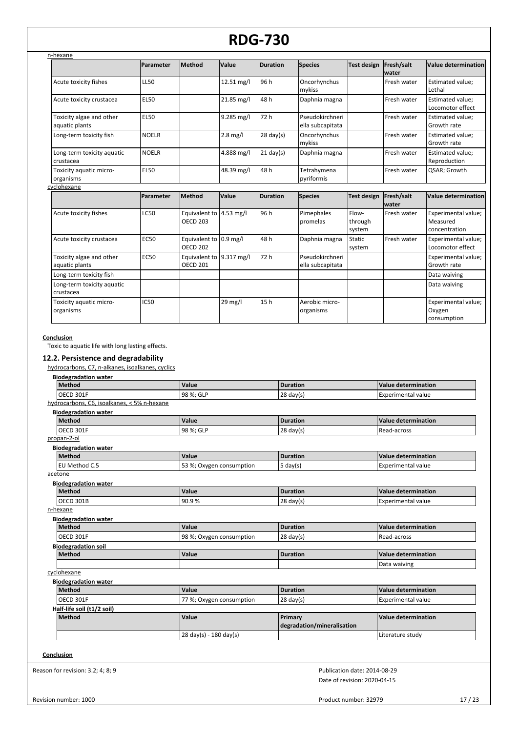n-hexane

| | Parameter | Method | Value | Duration | Species | Test design | Fresh/salt water | Value determination |
|---|---|---|---|---|---|---|---|---|
| Acute toxicity fishes | LL50 | | 12.51 mg/l | 96 h | Oncorhynchus mykiss | | Fresh water | Estimated value; Lethal |
| Acute toxicity crustacea | EL50 | | 21.85 mg/l | 48 h | Daphnia magna | | Fresh water | Estimated value; Locomotor effect |
| Toxicity algae and other aquatic plants | EL50 | | 9.285 mg/l | 72 h | Pseudokirchneriella subcapitata | | Fresh water | Estimated value; Growth rate |
| Long-term toxicity fish | NOELR | | 2.8 mg/l | 28 day(s) | Oncorhynchus mykiss | | Fresh water | Estimated value; Growth rate |
| Long-term toxicity aquatic crustacea | NOELR | | 4.888 mg/l | 21 day(s) | Daphnia magna | | Fresh water | Estimated value; Reproduction |
| Toxicity aquatic micro-organisms | EL50 | | 48.39 mg/l | 48 h | Tetrahymena pyriformis | | Fresh water | QSAR; Growth |

cyclohexane

| | Parameter | Method | Value | Duration | Species | Test design | Fresh/salt water | Value determination |
|---|---|---|---|---|---|---|---|---|
| Acute toxicity fishes | LC50 | Equivalent to OECD 203 | 4.53 mg/l | 96 h | Pimephales promelas | Flow-through system | Fresh water | Experimental value; Measured concentration |
| Acute toxicity crustacea | EC50 | Equivalent to OECD 202 | 0.9 mg/l | 48 h | Daphnia magna | Static system | Fresh water | Experimental value; Locomotor effect |
| Toxicity algae and other aquatic plants | EC50 | Equivalent to OECD 201 | 9.317 mg/l | 72 h | Pseudokirchneriella subcapitata | | | Experimental value; Growth rate |
| Long-term toxicity fish | | | | | | | | Data waiving |
| Long-term toxicity aquatic crustacea | | | | | | | | Data waiving |
| Toxicity aquatic micro-organisms | IC50 | | 29 mg/l | 15 h | Aerobic micro-organisms | | | Experimental value; Oxygen consumption |

**Conclusion**

Toxic to aquatic life with long lasting effects.

### 12.2. Persistence and degradability

hydrocarbons, C7, n-alkanes, isoalkanes, cyclics

**Biodegradation water**

| Method | Value | Duration | Value determination |
|---|---|---|---|
| OECD 301F | 98 %; GLP | 28 day(s) | Experimental value |

hydrocarbons, C6, isoalkanes, < 5% n-hexane

**Biodegradation water**

| Method | Value | Duration | Value determination |
|---|---|---|---|
| OECD 301F | 98 %; GLP | 28 day(s) | Read-across |

propan-2-ol

**Biodegradation water**

| Method | Value | Duration | Value determination |
|---|---|---|---|
| EU Method C.5 | 53 %; Oxygen consumption | 5 day(s) | Experimental value |

acetone

**Biodegradation water**

| Method | Value | Duration | Value determination |
|---|---|---|---|
| OECD 301B | 90.9 % | 28 day(s) | Experimental value |

n-hexane

**Biodegradation water**

| Method | Value | Duration | Value determination |
|---|---|---|---|
| OECD 301F | 98 %; Oxygen consumption | 28 day(s) | Read-across |

**Biodegradation soil**

| Method | Value | Duration | Value determination |
|---|---|---|---|
| | | | Data waiving |

cyclohexane

**Biodegradation water**

| Method | Value | Duration | Value determination |
|---|---|---|---|
| OECD 301F | 77 %; Oxygen consumption | 28 day(s) | Experimental value |

**Half-life soil (t1/2 soil)**

| Method | Value | Primary degradation/mineralisation | Value determination |
|---|---|---|---|
| | 28 day(s) - 180 day(s) | | Literature study |

**Conclusion**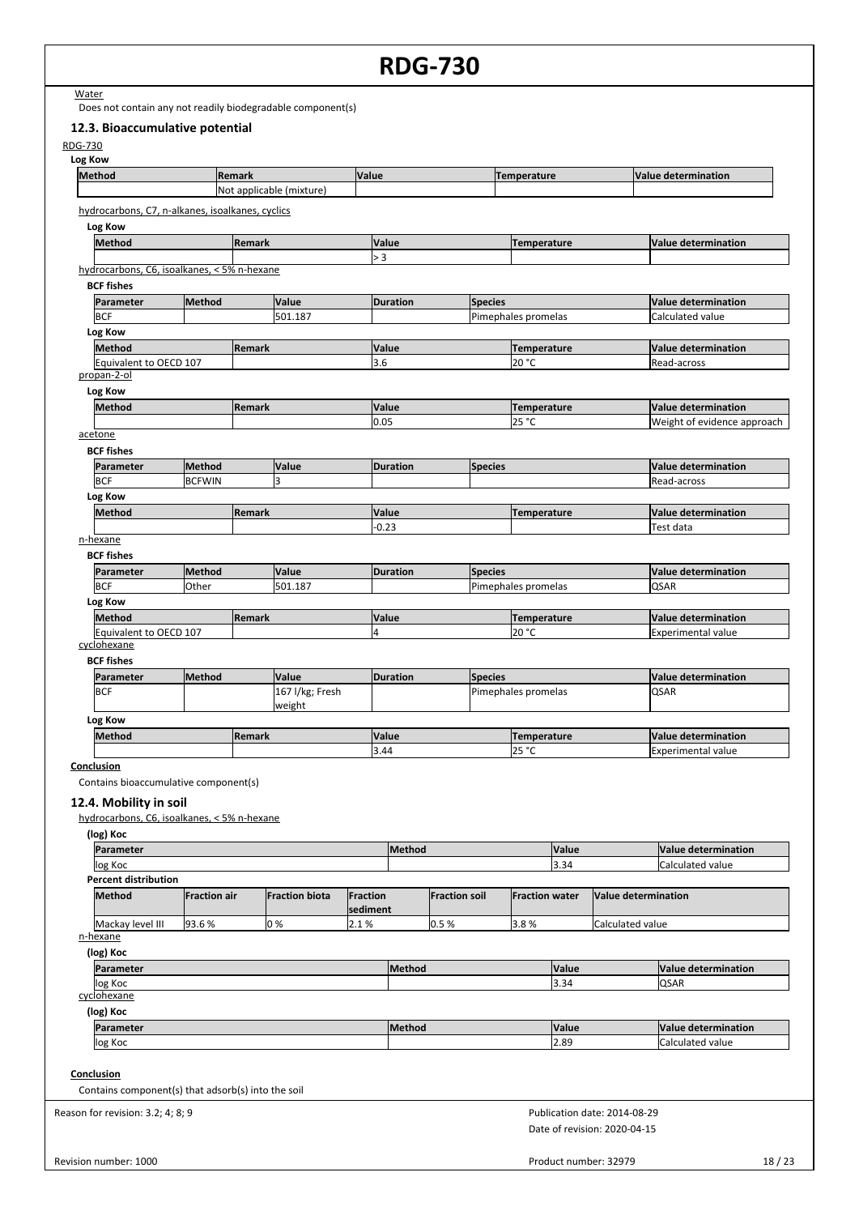Water

Does not contain any not readily biodegradable component(s)

### 12.3. Bioaccumulative potential

RDG-730

**Log Kow**

| Method | Remark | Value | Temperature | Value determination |
|---|---|---|---|---|
| | Not applicable (mixture) | | | |

hydrocarbons, C7, n-alkanes, isoalkanes, cyclics

**Log Kow**

| Method | Remark | Value | Temperature | Value determination |
|---|---|---|---|---|
| | | > 3 | | |

hydrocarbons, C6, isoalkanes, < 5% n-hexane

**BCF fishes**

| Parameter | Method | Value | Duration | Species | Value determination |
|---|---|---|---|---|---|
| BCF | | 501.187 | | Pimephales promelas | Calculated value |

**Log Kow**

| Method | Remark | Value | Temperature | Value determination |
|---|---|---|---|---|
| Equivalent to OECD 107 | | 3.6 | 20 °C | Read-across |

propan-2-ol

**Log Kow**

| Method | Remark | Value | Temperature | Value determination |
|---|---|---|---|---|
| | | 0.05 | 25 °C | Weight of evidence approach |

acetone

**BCF fishes**

| Parameter | Method | Value | Duration | Species | Value determination |
|---|---|---|---|---|---|
| BCF | BCFWIN | 3 | | | Read-across |

**Log Kow**

| Method | Remark | Value | Temperature | Value determination |
|---|---|---|---|---|
| | | -0.23 | | Test data |

n-hexane

**BCF fishes**

| Parameter | Method | Value | Duration | Species | Value determination |
|---|---|---|---|---|---|
| BCF | Other | 501.187 | | Pimephales promelas | QSAR |

**Log Kow**

| Method | Remark | Value | Temperature | Value determination |
|---|---|---|---|---|
| Equivalent to OECD 107 | | 4 | 20 °C | Experimental value |

cyclohexane

**BCF fishes**

| Parameter | Method | Value | Duration | Species | Value determination |
|---|---|---|---|---|---|
| BCF | | 167 l/kg; Fresh weight | | Pimephales promelas | QSAR |

**Log Kow**

| Method | Remark | Value | Temperature | Value determination |
|---|---|---|---|---|
| | | 3.44 | 25 °C | Experimental value |

**Conclusion**

Contains bioaccumulative component(s)

### 12.4. Mobility in soil

hydrocarbons, C6, isoalkanes, < 5% n-hexane

**(log) Koc**

| Parameter | Method | Value | Value determination |
|---|---|---|---|
| log Koc | | 3.34 | Calculated value |

**Percent distribution**

| Method | Fraction air | Fraction biota | Fraction sediment | Fraction soil | Fraction water | Value determination |
|---|---|---|---|---|---|---|
| Mackay level III | 93.6 % | 0 % | 2.1 % | 0.5 % | 3.8 % | Calculated value |

n-hexane

**(log) Koc**

| Parameter | Method | Value | Value determination |
|---|---|---|---|
| log Koc | | 3.34 | QSAR |

cyclohexane

**(log) Koc**

| Parameter | Method | Value | Value determination |
|---|---|---|---|
| log Koc | | 2.89 | Calculated value |

**Conclusion**

Contains component(s) that adsorb(s) into the soil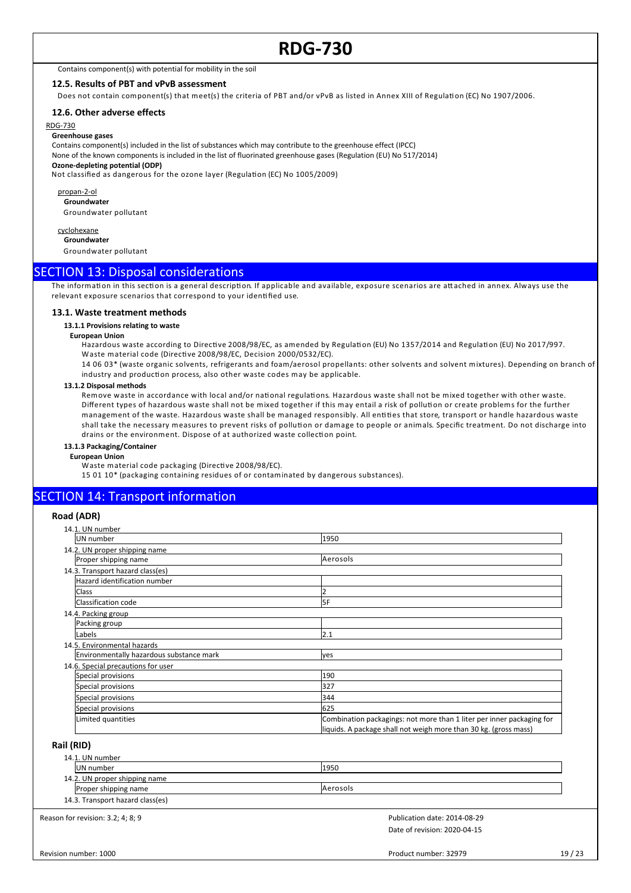Contains component(s) with potential for mobility in the soil

### 12.5. Results of PBT and vPvB assessment

Does not contain component(s) that meet(s) the criteria of PBT and/or vPvB as listed in Annex XIII of Regulation (EC) No 1907/2006.

### 12.6. Other adverse effects

RDG-730

**Greenhouse gases**

Contains component(s) included in the list of substances which may contribute to the greenhouse effect (IPCC)

None of the known components is included in the list of fluorinated greenhouse gases (Regulation (EU) No 517/2014)

**Ozone-depleting potential (ODP)**

Not classified as dangerous for the ozone layer (Regulation (EC) No 1005/2009)

propan-2-ol

**Groundwater**

Groundwater pollutant

cyclohexane

**Groundwater**

Groundwater pollutant

## SECTION 13: Disposal considerations

The information in this section is a general description. If applicable and available, exposure scenarios are attached in annex. Always use the relevant exposure scenarios that correspond to your identified use.

### 13.1. Waste treatment methods

#### 13.1.1 Provisions relating to waste

**European Union**

Hazardous waste according to Directive 2008/98/EC, as amended by Regulation (EU) No 1357/2014 and Regulation (EU) No 2017/997.
Waste material code (Directive 2008/98/EC, Decision 2000/0532/EC).

14 06 03* (waste organic solvents, refrigerants and foam/aerosol propellants: other solvents and solvent mixtures). Depending on branch of industry and production process, also other waste codes may be applicable.

#### 13.1.2 Disposal methods

Remove waste in accordance with local and/or national regulations. Hazardous waste shall not be mixed together with other waste. Different types of hazardous waste shall not be mixed together if this may entail a risk of pollution or create problems for the further management of the waste. Hazardous waste shall be managed responsibly. All entities that store, transport or handle hazardous waste shall take the necessary measures to prevent risks of pollution or damage to people or animals. Specific treatment. Do not discharge into drains or the environment. Dispose of at authorized waste collection point.

#### 13.1.3 Packaging/Container

**European Union**

Waste material code packaging (Directive 2008/98/EC).

15 01 10* (packaging containing residues of or contaminated by dangerous substances).

## SECTION 14: Transport information

### Road (ADR)

| 14.1. UN number | |
|---|---|
| UN number | 1950 |
| **14.2. UN proper shipping name** | |
| Proper shipping name | Aerosols |
| **14.3. Transport hazard class(es)** | |
| Hazard identification number | |
| Class | 2 |
| Classification code | 5F |
| **14.4. Packing group** | |
| Packing group | |
| Labels | 2.1 |
| **14.5. Environmental hazards** | |
| Environmentally hazardous substance mark | yes |
| **14.6. Special precautions for user** | |
| Special provisions | 190 |
| Special provisions | 327 |
| Special provisions | 344 |
| Special provisions | 625 |
| Limited quantities | Combination packagings: not more than 1 liter per inner packaging for liquids. A package shall not weigh more than 30 kg. (gross mass) |

### Rail (RID)

| 14.1. UN number | |
|---|---|
| UN number | 1950 |
| **14.2. UN proper shipping name** | |
| Proper shipping name | Aerosols |
| **14.3. Transport hazard class(es)** | |

Reason for revision: 3.2; 4; 8; 9

Publication date: 2014-08-29
Date of revision: 2020-04-15

Revision number: 1000

Product number: 32979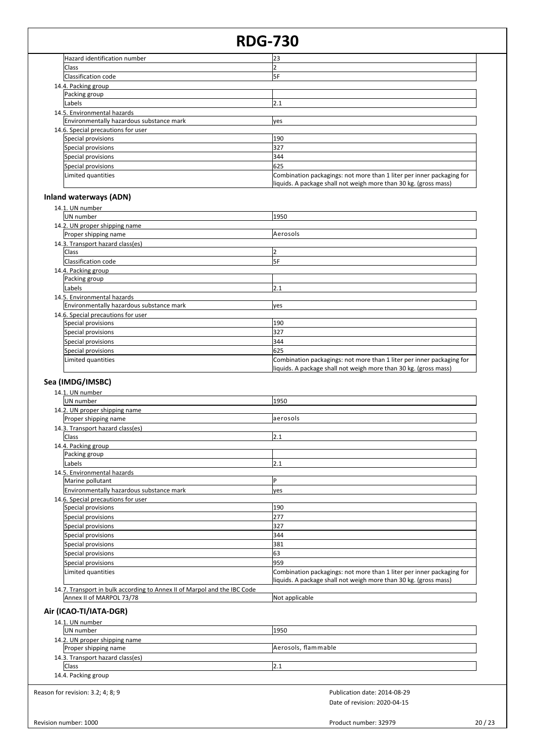| | |
|---|---|
| Hazard identification number | 23 |
| Class | 2 |
| Classification code | 5F |

14.4. Packing group

| | |
|---|---|
| Packing group | |
| Labels | 2.1 |

14.5. Environmental hazards

| | |
|---|---|
| Environmentally hazardous substance mark | yes |

14.6. Special precautions for user

| | |
|---|---|
| Special provisions | 190 |
| Special provisions | 327 |
| Special provisions | 344 |
| Special provisions | 625 |
| Limited quantities | Combination packagings: not more than 1 liter per inner packaging for liquids. A package shall not weigh more than 30 kg. (gross mass) |

### Inland waterways (ADN)

14.1. UN number

| | |
|---|---|
| UN number | 1950 |

14.2. UN proper shipping name

| | |
|---|---|
| Proper shipping name | Aerosols |

14.3. Transport hazard class(es)

| | |
|---|---|
| Class | 2 |
| Classification code | 5F |

14.4. Packing group

| | |
|---|---|
| Packing group | |
| Labels | 2.1 |

14.5. Environmental hazards

| | |
|---|---|
| Environmentally hazardous substance mark | yes |

14.6. Special precautions for user

| | |
|---|---|
| Special provisions | 190 |
| Special provisions | 327 |
| Special provisions | 344 |
| Special provisions | 625 |
| Limited quantities | Combination packagings: not more than 1 liter per inner packaging for liquids. A package shall not weigh more than 30 kg. (gross mass) |

### Sea (IMDG/IMSBC)

14.1. UN number

| | |
|---|---|
| UN number | 1950 |

14.2. UN proper shipping name

| | |
|---|---|
| Proper shipping name | aerosols |

14.3. Transport hazard class(es)

| | |
|---|---|
| Class | 2.1 |

14.4. Packing group

| | |
|---|---|
| Packing group | |
| Labels | 2.1 |

14.5. Environmental hazards

| | |
|---|---|
| Marine pollutant | P |
| Environmentally hazardous substance mark | yes |

14.6. Special precautions for user

| | |
|---|---|
| Special provisions | 190 |
| Special provisions | 277 |
| Special provisions | 327 |
| Special provisions | 344 |
| Special provisions | 381 |
| Special provisions | 63 |
| Special provisions | 959 |
| Limited quantities | Combination packagings: not more than 1 liter per inner packaging for liquids. A package shall not weigh more than 30 kg. (gross mass) |

14.7. Transport in bulk according to Annex II of Marpol and the IBC Code

| | |
|---|---|
| Annex II of MARPOL 73/78 | Not applicable |

### Air (ICAO-TI/IATA-DGR)

14.1. UN number

| | |
|---|---|
| UN number | 1950 |

14.2. UN proper shipping name

| | |
|---|---|
| Proper shipping name | Aerosols, flammable |

14.3. Transport hazard class(es)

| | |
|---|---|
| Class | 2.1 |

14.4. Packing group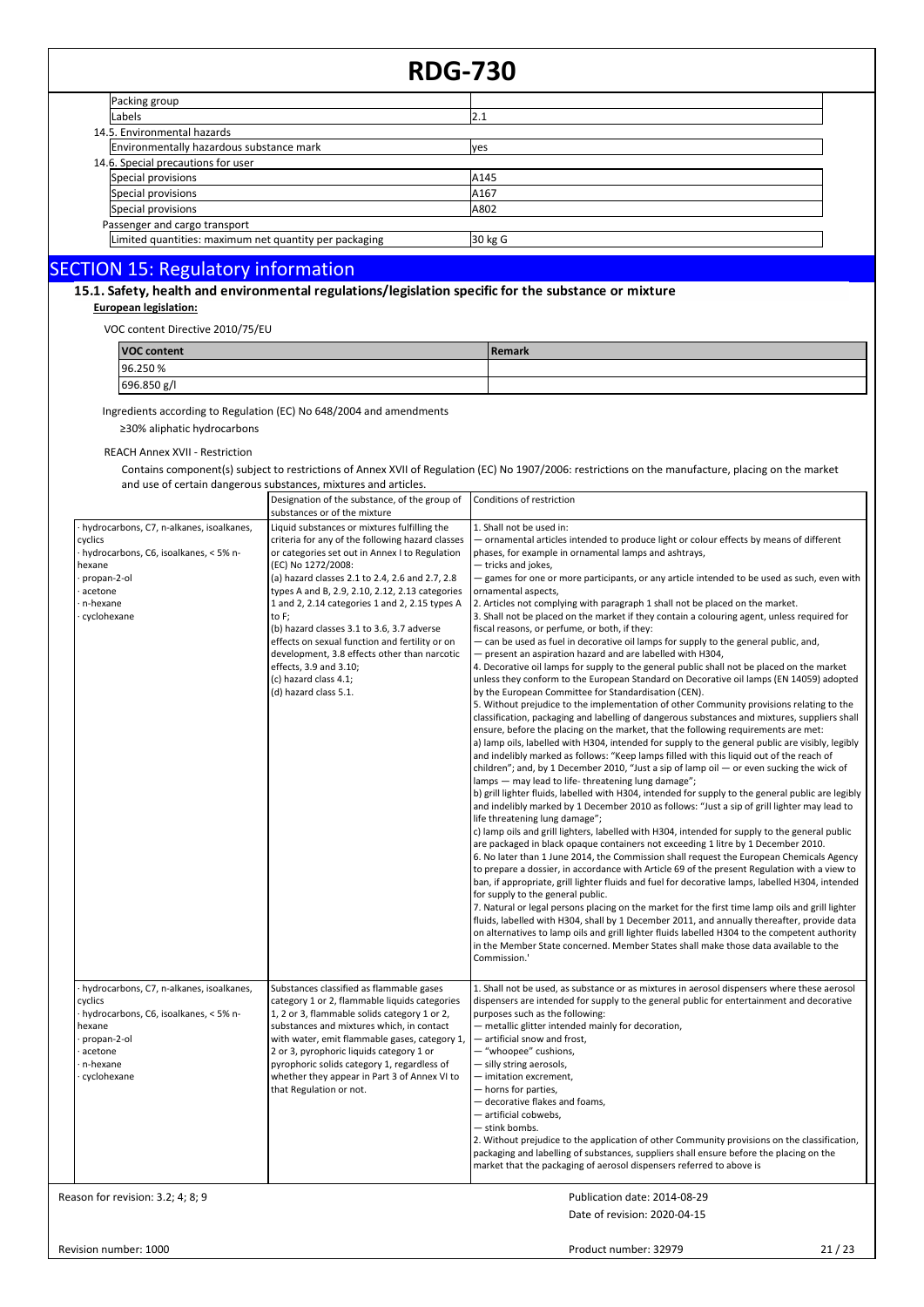| Packing group | |
|---|---|
| Labels | 2.1 |

14.5. Environmental hazards

| Environmentally hazardous substance mark | yes |
|---|---|

14.6. Special precautions for user

| Special provisions | A145 |
|---|---|
| Special provisions | A167 |
| Special provisions | A802 |

Passenger and cargo transport

| Limited quantities: maximum net quantity per packaging | 30 kg G |
|---|---|

# SECTION 15: Regulatory information

## 15.1. Safety, health and environmental regulations/legislation specific for the substance or mixture

**European legislation:**

VOC content Directive 2010/75/EU

| VOC content | Remark |
|---|---|
| 96.250 % | |
| 696.850 g/l | |

Ingredients according to Regulation (EC) No 648/2004 and amendments

≥30% aliphatic hydrocarbons

REACH Annex XVII - Restriction

Contains component(s) subject to restrictions of Annex XVII of Regulation (EC) No 1907/2006: restrictions on the manufacture, placing on the market and use of certain dangerous substances, mixtures and articles.

| | Designation of the substance, of the group of substances or of the mixture | Conditions of restriction |
|---|---|---|
| · hydrocarbons, C7, n-alkanes, isoalkanes, cyclics<br>· hydrocarbons, C6, isoalkanes, < 5% n-hexane<br>· propan-2-ol<br>· acetone<br>· n-hexane<br>· cyclohexane | Liquid substances or mixtures fulfilling the criteria for any of the following hazard classes or categories set out in Annex I to Regulation (EC) No 1272/2008:<br>(a) hazard classes 2.1 to 2.4, 2.6 and 2.7, 2.8 types A and B, 2.9, 2.10, 2.12, 2.13 categories 1 and 2, 2.14 categories 1 and 2, 2.15 types A to F;<br>(b) hazard classes 3.1 to 3.6, 3.7 adverse effects on sexual function and fertility or on development, 3.8 effects other than narcotic effects, 3.9 and 3.10;<br>(c) hazard class 4.1;<br>(d) hazard class 5.1. | 1. Shall not be used in:<br>— ornamental articles intended to produce light or colour effects by means of different phases, for example in ornamental lamps and ashtrays,<br>— tricks and jokes,<br>— games for one or more participants, or any article intended to be used as such, even with ornamental aspects,<br>2. Articles not complying with paragraph 1 shall not be placed on the market.<br>3. Shall not be placed on the market if they contain a colouring agent, unless required for fiscal reasons, or perfume, or both, if they:<br>— can be used as fuel in decorative oil lamps for supply to the general public, and,<br>— present an aspiration hazard and are labelled with H304,<br>4. Decorative oil lamps for supply to the general public shall not be placed on the market unless they conform to the European Standard on Decorative oil lamps (EN 14059) adopted by the European Committee for Standardisation (CEN).<br>5. Without prejudice to the implementation of other Community provisions relating to the classification, packaging and labelling of dangerous substances and mixtures, suppliers shall ensure, before the placing on the market, that the following requirements are met:<br>a) lamp oils, labelled with H304, intended for supply to the general public are visibly, legibly and indelibly marked as follows: "Keep lamps filled with this liquid out of the reach of children"; and, by 1 December 2010, "Just a sip of lamp oil — or even sucking the wick of lamps — may lead to life- threatening lung damage";<br>b) grill lighter fluids, labelled with H304, intended for supply to the general public are legibly and indelibly marked by 1 December 2010 as follows: "Just a sip of grill lighter may lead to life threatening lung damage";<br>c) lamp oils and grill lighters, labelled with H304, intended for supply to the general public are packaged in black opaque containers not exceeding 1 litre by 1 December 2010.<br>6. No later than 1 June 2014, the Commission shall request the European Chemicals Agency to prepare a dossier, in accordance with Article 69 of the present Regulation with a view to ban, if appropriate, grill lighter fluids and fuel for decorative lamps, labelled H304, intended for supply to the general public.<br>7. Natural or legal persons placing on the market for the first time lamp oils and grill lighter fluids, labelled with H304, shall by 1 December 2011, and annually thereafter, provide data on alternatives to lamp oils and grill lighter fluids labelled H304 to the competent authority in the Member State concerned. Member States shall make those data available to the Commission.' |
| · hydrocarbons, C7, n-alkanes, isoalkanes, cyclics<br>· hydrocarbons, C6, isoalkanes, < 5% n-hexane<br>· propan-2-ol<br>· acetone<br>· n-hexane<br>· cyclohexane | Substances classified as flammable gases category 1 or 2, flammable liquids categories 1, 2 or 3, flammable solids category 1 or 2, substances and mixtures which, in contact with water, emit flammable gases, category 1, 2 or 3, pyrophoric liquids category 1 or pyrophoric solids category 1, regardless of whether they appear in Part 3 of Annex VI to that Regulation or not. | 1. Shall not be used, as substance or as mixtures in aerosol dispensers where these aerosol dispensers are intended for supply to the general public for entertainment and decorative purposes such as the following:<br>— metallic glitter intended mainly for decoration,<br>— artificial snow and frost,<br>— "whoopee" cushions,<br>— silly string aerosols,<br>— imitation excrement,<br>— horns for parties,<br>— decorative flakes and foams,<br>— artificial cobwebs,<br>— stink bombs.<br>2. Without prejudice to the application of other Community provisions on the classification, packaging and labelling of substances, suppliers shall ensure before the placing on the market that the packaging of aerosol dispensers referred to above is |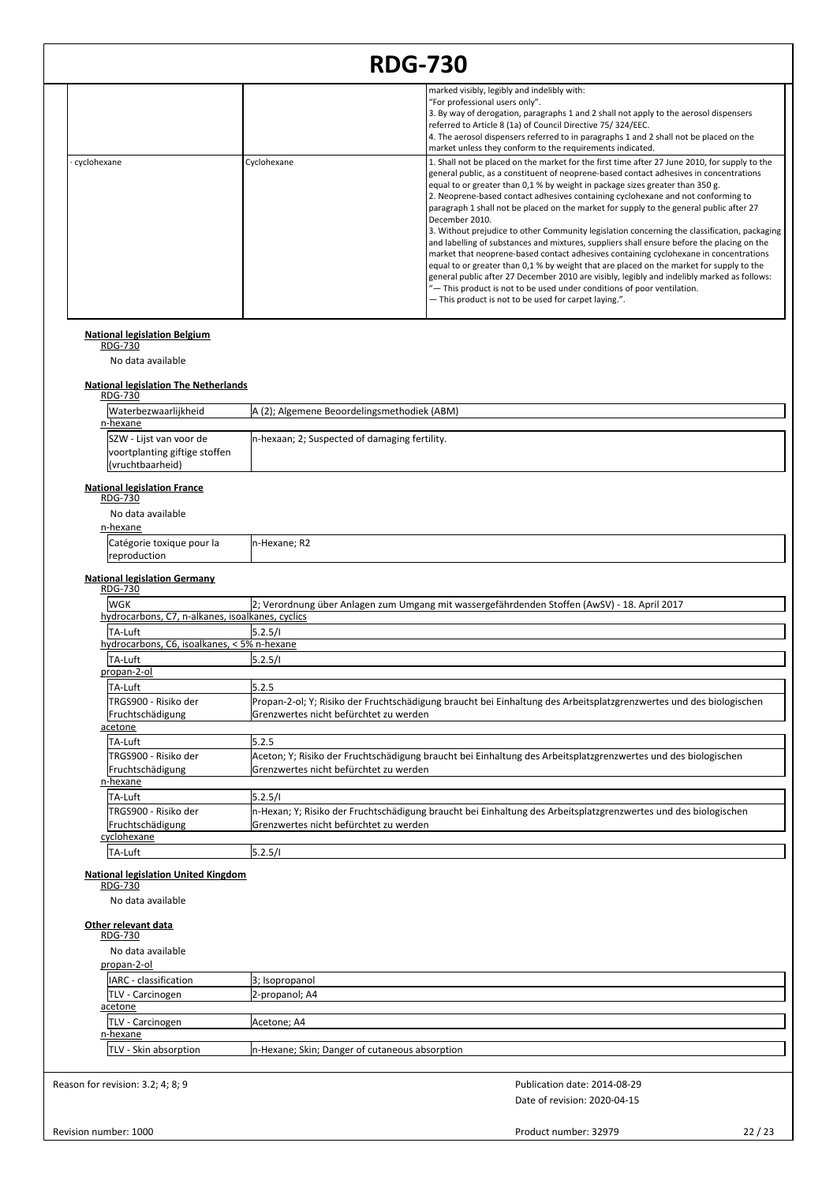| | | marked visibly, legibly and indelibly with:<br>"For professional users only".<br>3. By way of derogation, paragraphs 1 and 2 shall not apply to the aerosol dispensers referred to Article 8 (1a) of Council Directive 75/ 324/EEC.<br>4. The aerosol dispensers referred to in paragraphs 1 and 2 shall not be placed on the market unless they conform to the requirements indicated. |
|---|---|---|
| · cyclohexane | Cyclohexane | 1. Shall not be placed on the market for the first time after 27 June 2010, for supply to the general public, as a constituent of neoprene-based contact adhesives in concentrations equal to or greater than 0,1 % by weight in package sizes greater than 350 g.<br>2. Neoprene-based contact adhesives containing cyclohexane and not conforming to paragraph 1 shall not be placed on the market for supply to the general public after 27 December 2010.<br>3. Without prejudice to other Community legislation concerning the classification, packaging and labelling of substances and mixtures, suppliers shall ensure before the placing on the market that neoprene-based contact adhesives containing cyclohexane in concentrations equal to or greater than 0,1 % by weight that are placed on the market for supply to the general public after 27 December 2010 are visibly, legibly and indelibly marked as follows:<br>"— This product is not to be used under conditions of poor ventilation.<br>— This product is not to be used for carpet laying.". |

**National legislation Belgium**

RDG-730

No data available

**National legislation The Netherlands**

RDG-730

| Waterbezwaarlijkheid | A (2); Algemene Beoordelingsmethodiek (ABM) |
|---|---|

n-hexane

| SZW - Lijst van voor de voortplanting giftige stoffen (vruchtbaarheid) | n-hexaan; 2; Suspected of damaging fertility. |
|---|---|

**National legislation France**

RDG-730

No data available

n-hexane

| Catégorie toxique pour la reproduction | n-Hexane; R2 |
|---|---|

**National legislation Germany**

RDG-730

| WGK | 2; Verordnung über Anlagen zum Umgang mit wassergefährdenden Stoffen (AwSV) - 18. April 2017 |
|---|---|

hydrocarbons, C7, n-alkanes, isoalkanes, cyclics

| TA-Luft | 5.2.5/I |
|---|---|

hydrocarbons, C6, isoalkanes, < 5% n-hexane

| TA-Luft | 5.2.5/I |
|---|---|

propan-2-ol

| TA-Luft | 5.2.5 |
|---|---|
| TRGS900 - Risiko der Fruchtschädigung | Propan-2-ol; Y; Risiko der Fruchtschädigung braucht bei Einhaltung des Arbeitsplatzgrenzwertes und des biologischen Grenzwertes nicht befürchtet zu werden |

acetone

| TA-Luft | 5.2.5 |
|---|---|
| TRGS900 - Risiko der Fruchtschädigung | Aceton; Y; Risiko der Fruchtschädigung braucht bei Einhaltung des Arbeitsplatzgrenzwertes und des biologischen Grenzwertes nicht befürchtet zu werden |

n-hexane

| TA-Luft | 5.2.5/I |
|---|---|
| TRGS900 - Risiko der Fruchtschädigung | n-Hexan; Y; Risiko der Fruchtschädigung braucht bei Einhaltung des Arbeitsplatzgrenzwertes und des biologischen Grenzwertes nicht befürchtet zu werden |

cyclohexane

| TA-Luft | 5.2.5/I |
|---|---|

**National legislation United Kingdom**

RDG-730

No data available

**Other relevant data**

RDG-730

No data available

propan-2-ol

| IARC - classification | 3; Isopropanol |
|---|---|
| TLV - Carcinogen | 2-propanol; A4 |

acetone

| TLV - Carcinogen | Acetone; A4 |
|---|---|

n-hexane

| TLV - Skin absorption | n-Hexane; Skin; Danger of cutaneous absorption |
|---|---|

Reason for revision: 3.2; 4; 8; 9

Publication date: 2014-08-29

Date of revision: 2020-04-15

Revision number: 1000

Product number: 32979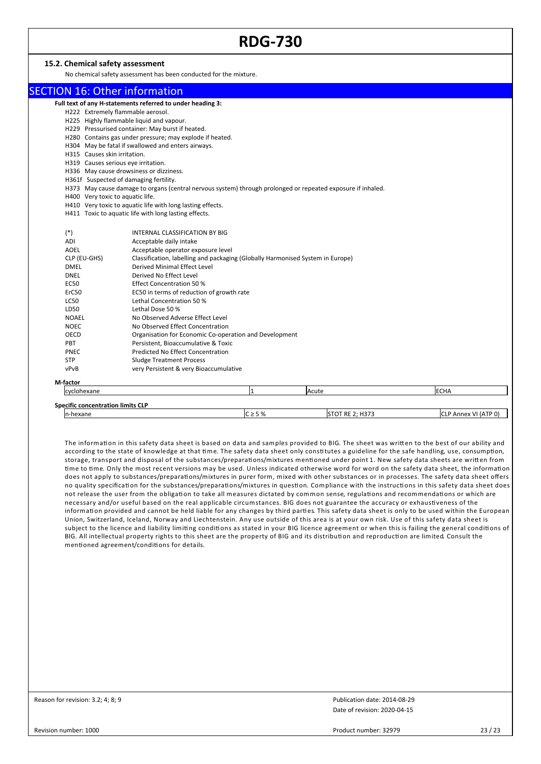### 15.2. Chemical safety assessment

No chemical safety assessment has been conducted for the mixture.

## SECTION 16: Other information

**Full text of any H-statements referred to under heading 3:**

H222 Extremely flammable aerosol.
H225 Highly flammable liquid and vapour.
H229 Pressurised container: May burst if heated.
H280 Contains gas under pressure; may explode if heated.
H304 May be fatal if swallowed and enters airways.
H315 Causes skin irritation.
H319 Causes serious eye irritation.
H336 May cause drowsiness or dizziness.
H361f Suspected of damaging fertility.
H373 May cause damage to organs (central nervous system) through prolonged or repeated exposure if inhaled.
H400 Very toxic to aquatic life.
H410 Very toxic to aquatic life with long lasting effects.
H411 Toxic to aquatic life with long lasting effects.

| | |
|---|---|
| (*) | INTERNAL CLASSIFICATION BY BIG |
| ADI | Acceptable daily intake |
| AOEL | Acceptable operator exposure level |
| CLP (EU-GHS) | Classification, labelling and packaging (Globally Harmonised System in Europe) |
| DMEL | Derived Minimal Effect Level |
| DNEL | Derived No Effect Level |
| EC50 | Effect Concentration 50 % |
| ErC50 | EC50 in terms of reduction of growth rate |
| LC50 | Lethal Concentration 50 % |
| LD50 | Lethal Dose 50 % |
| NOAEL | No Observed Adverse Effect Level |
| NOEC | No Observed Effect Concentration |
| OECD | Organisation for Economic Co-operation and Development |
| PBT | Persistent, Bioaccumulative & Toxic |
| PNEC | Predicted No Effect Concentration |
| STP | Sludge Treatment Process |
| vPvB | very Persistent & very Bioaccumulative |

**M-factor**

| | | | |
|---|---|---|---|
| cyclohexane | 1 | Acute | ECHA |

**Specific concentration limits CLP**

| | | | |
|---|---|---|---|
| n-hexane | C ≥ 5 % | STOT RE 2; H373 | CLP Annex VI (ATP 0) |

The information in this safety data sheet is based on data and samples provided to BIG. The sheet was written to the best of our ability and according to the state of knowledge at that time. The safety data sheet only constitutes a guideline for the safe handling, use, consumption, storage, transport and disposal of the substances/preparations/mixtures mentioned under point 1. New safety data sheets are written from time to time. Only the most recent versions may be used. Unless indicated otherwise word for word on the safety data sheet, the information does not apply to substances/preparations/mixtures in purer form, mixed with other substances or in processes. The safety data sheet offers no quality specification for the substances/preparations/mixtures in question. Compliance with the instructions in this safety data sheet does not release the user from the obligation to take all measures dictated by common sense, regulations and recommendations or which are necessary and/or useful based on the real applicable circumstances. BIG does not guarantee the accuracy or exhaustiveness of the information provided and cannot be held liable for any changes by third parties. This safety data sheet is only to be used within the European Union, Switzerland, Iceland, Norway and Liechtenstein. Any use outside of this area is at your own risk. Use of this safety data sheet is subject to the licence and liability limiting conditions as stated in your BIG licence agreement or when this is failing the general conditions of BIG. All intellectual property rights to this sheet are the property of BIG and its distribution and reproduction are limited. Consult the mentioned agreement/conditions for details.